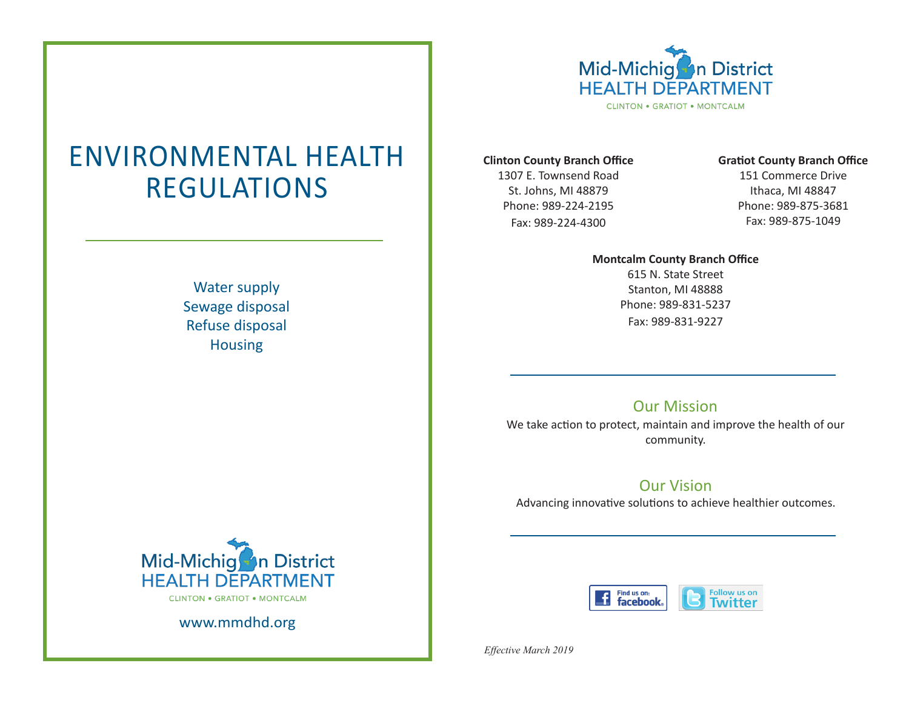# ENVIRONMENTAL HEALTH REGULATIONS

Water supply
Sewage disposal
Refuse disposal
Housing

Mid-Michigan District
HEALTH DEPARTMENT
CLINTON • GRATIOT • MONTCALM

www.mmdhd.org

Mid-Michigan District
HEALTH DEPARTMENT
CLINTON • GRATIOT • MONTCALM

**Clinton County Branch Office**
1307 E. Townsend Road
St. Johns, MI 48879
Phone: 989-224-2195
Fax: 989-224-4300

**Gratiot County Branch Office**
151 Commerce Drive
Ithaca, MI 48847
Phone: 989-875-3681
Fax: 989-875-1049

**Montcalm County Branch Office**
615 N. State Street
Stanton, MI 48888
Phone: 989-831-5237
Fax: 989-831-9227

## Our Mission

We take action to protect, maintain and improve the health of our community.

## Our Vision

Advancing innovative solutions to achieve healthier outcomes.

Find us on: facebook. Follow us on Twitter

*Effective March 2019*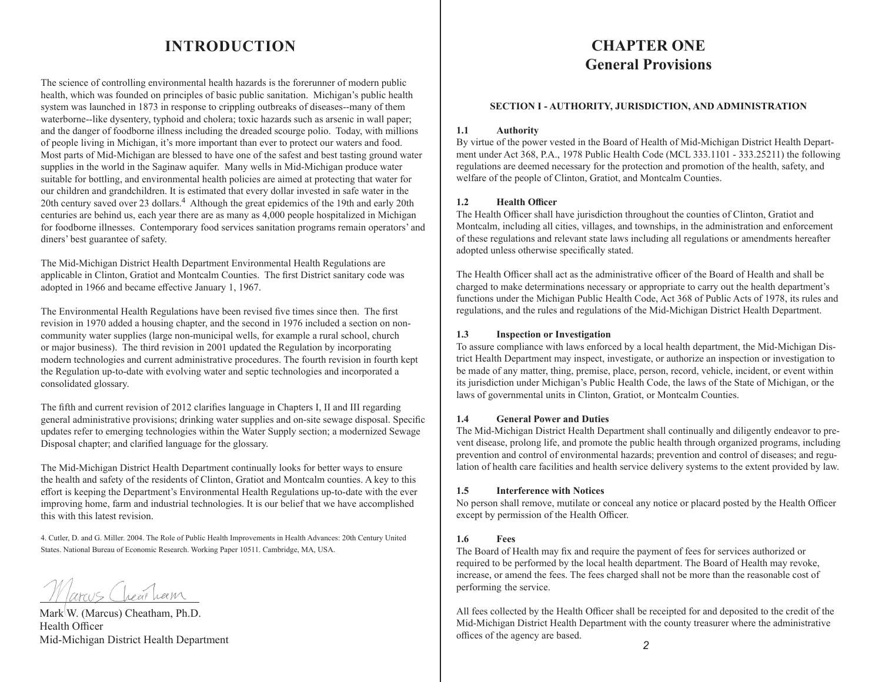# INTRODUCTION

The science of controlling environmental health hazards is the forerunner of modern public health, which was founded on principles of basic public sanitation. Michigan's public health system was launched in 1873 in response to crippling outbreaks of diseases--many of them waterborne--like dysentery, typhoid and cholera; toxic hazards such as arsenic in wall paper; and the danger of foodborne illness including the dreaded scourge polio. Today, with millions of people living in Michigan, it's more important than ever to protect our waters and food. Most parts of Mid-Michigan are blessed to have one of the safest and best tasting ground water supplies in the world in the Saginaw aquifer. Many wells in Mid-Michigan produce water suitable for bottling, and environmental health policies are aimed at protecting that water for our children and grandchildren. It is estimated that every dollar invested in safe water in the 20th century saved over 23 dollars.[4] Although the great epidemics of the 19th and early 20th centuries are behind us, each year there are as many as 4,000 people hospitalized in Michigan for foodborne illnesses. Contemporary food services sanitation programs remain operators' and diners' best guarantee of safety.

The Mid-Michigan District Health Department Environmental Health Regulations are applicable in Clinton, Gratiot and Montcalm Counties. The first District sanitary code was adopted in 1966 and became effective January 1, 1967.

The Environmental Health Regulations have been revised five times since then. The first revision in 1970 added a housing chapter, and the second in 1976 included a section on non-community water supplies (large non-municipal wells, for example a rural school, church or major business). The third revision in 2001 updated the Regulation by incorporating modern technologies and current administrative procedures. The fourth revision in fourth kept the Regulation up-to-date with evolving water and septic technologies and incorporated a consolidated glossary.

The fifth and current revision of 2012 clarifies language in Chapters I, II and III regarding general administrative provisions; drinking water supplies and on-site sewage disposal. Specific updates refer to emerging technologies within the Water Supply section; a modernized Sewage Disposal chapter; and clarified language for the glossary.

The Mid-Michigan District Health Department continually looks for better ways to ensure the health and safety of the residents of Clinton, Gratiot and Montcalm counties. A key to this effort is keeping the Department's Environmental Health Regulations up-to-date with the ever improving home, farm and industrial technologies. It is our belief that we have accomplished this with this latest revision.

4. Cutler, D. and G. Miller. 2004. The Role of Public Health Improvements in Health Advances: 20th Century United States. National Bureau of Economic Research. Working Paper 10511. Cambridge, MA, USA.

Marcus Cheatham

Mark W. (Marcus) Cheatham, Ph.D.
Health Officer
Mid-Michigan District Health Department

# CHAPTER ONE
## General Provisions

### SECTION I - AUTHORITY, JURISDICTION, AND ADMINISTRATION

**1.1 Authority**
By virtue of the power vested in the Board of Health of Mid-Michigan District Health Department under Act 368, P.A., 1978 Public Health Code (MCL 333.1101 - 333.25211) the following regulations are deemed necessary for the protection and promotion of the health, safety, and welfare of the people of Clinton, Gratiot, and Montcalm Counties.

**1.2 Health Officer**
The Health Officer shall have jurisdiction throughout the counties of Clinton, Gratiot and Montcalm, including all cities, villages, and townships, in the administration and enforcement of these regulations and relevant state laws including all regulations or amendments hereafter adopted unless otherwise specifically stated.

The Health Officer shall act as the administrative officer of the Board of Health and shall be charged to make determinations necessary or appropriate to carry out the health department's functions under the Michigan Public Health Code, Act 368 of Public Acts of 1978, its rules and regulations, and the rules and regulations of the Mid-Michigan District Health Department.

**1.3 Inspection or Investigation**
To assure compliance with laws enforced by a local health department, the Mid-Michigan District Health Department may inspect, investigate, or authorize an inspection or investigation to be made of any matter, thing, premise, place, person, record, vehicle, incident, or event within its jurisdiction under Michigan's Public Health Code, the laws of the State of Michigan, or the laws of governmental units in Clinton, Gratiot, or Montcalm Counties.

**1.4 General Power and Duties**
The Mid-Michigan District Health Department shall continually and diligently endeavor to prevent disease, prolong life, and promote the public health through organized programs, including prevention and control of environmental hazards; prevention and control of diseases; and regulation of health care facilities and health service delivery systems to the extent provided by law.

**1.5 Interference with Notices**
No person shall remove, mutilate or conceal any notice or placard posted by the Health Officer except by permission of the Health Officer.

**1.6 Fees**
The Board of Health may fix and require the payment of fees for services authorized or required to be performed by the local health department. The Board of Health may revoke, increase, or amend the fees. The fees charged shall not be more than the reasonable cost of performing the service.

All fees collected by the Health Officer shall be receipted for and deposited to the credit of the Mid-Michigan District Health Department with the county treasurer where the administrative offices of the agency are based.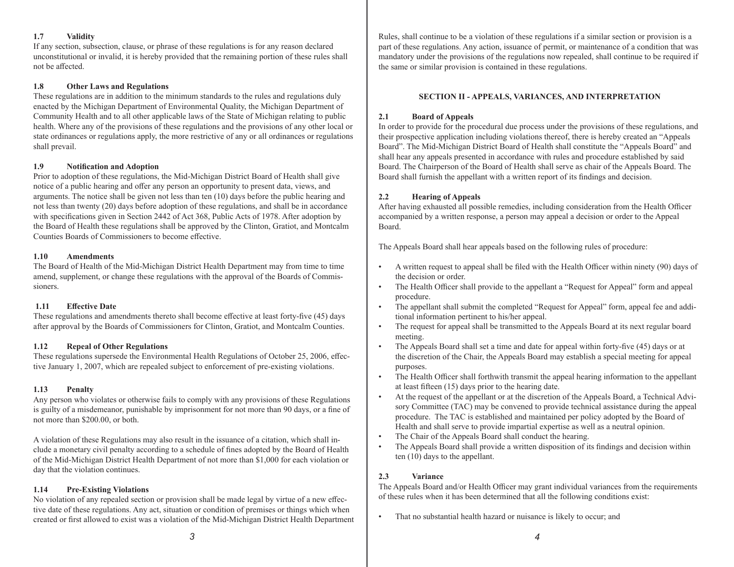### 1.7 Validity

If any section, subsection, clause, or phrase of these regulations is for any reason declared unconstitutional or invalid, it is hereby provided that the remaining portion of these rules shall not be affected.

### 1.8 Other Laws and Regulations

These regulations are in addition to the minimum standards to the rules and regulations duly enacted by the Michigan Department of Environmental Quality, the Michigan Department of Community Health and to all other applicable laws of the State of Michigan relating to public health. Where any of the provisions of these regulations and the provisions of any other local or state ordinances or regulations apply, the more restrictive of any or all ordinances or regulations shall prevail.

### 1.9 Notification and Adoption

Prior to adoption of these regulations, the Mid-Michigan District Board of Health shall give notice of a public hearing and offer any person an opportunity to present data, views, and arguments. The notice shall be given not less than ten (10) days before the public hearing and not less than twenty (20) days before adoption of these regulations, and shall be in accordance with specifications given in Section 2442 of Act 368, Public Acts of 1978. After adoption by the Board of Health these regulations shall be approved by the Clinton, Gratiot, and Montcalm Counties Boards of Commissioners to become effective.

### 1.10 Amendments

The Board of Health of the Mid-Michigan District Health Department may from time to time amend, supplement, or change these regulations with the approval of the Boards of Commissioners.

### 1.11 Effective Date

These regulations and amendments thereto shall become effective at least forty-five (45) days after approval by the Boards of Commissioners for Clinton, Gratiot, and Montcalm Counties.

### 1.12 Repeal of Other Regulations

These regulations supersede the Environmental Health Regulations of October 25, 2006, effective January 1, 2007, which are repealed subject to enforcement of pre-existing violations.

### 1.13 Penalty

Any person who violates or otherwise fails to comply with any provisions of these Regulations is guilty of a misdemeanor, punishable by imprisonment for not more than 90 days, or a fine of not more than $200.00, or both.

A violation of these Regulations may also result in the issuance of a citation, which shall include a monetary civil penalty according to a schedule of fines adopted by the Board of Health of the Mid-Michigan District Health Department of not more than $1,000 for each violation or day that the violation continues.

### 1.14 Pre-Existing Violations

No violation of any repealed section or provision shall be made legal by virtue of a new effective date of these regulations. Any act, situation or condition of premises or things which when created or first allowed to exist was a violation of the Mid-Michigan District Health Department Rules, shall continue to be a violation of these regulations if a similar section or provision is a part of these regulations. Any action, issuance of permit, or maintenance of a condition that was mandatory under the provisions of the regulations now repealed, shall continue to be required if the same or similar provision is contained in these regulations.

## SECTION II - APPEALS, VARIANCES, AND INTERPRETATION

### 2.1 Board of Appeals

In order to provide for the procedural due process under the provisions of these regulations, and their prospective application including violations thereof, there is hereby created an "Appeals Board". The Mid-Michigan District Board of Health shall constitute the "Appeals Board" and shall hear any appeals presented in accordance with rules and procedure established by said Board. The Chairperson of the Board of Health shall serve as chair of the Appeals Board. The Board shall furnish the appellant with a written report of its findings and decision.

### 2.2 Hearing of Appeals

After having exhausted all possible remedies, including consideration from the Health Officer accompanied by a written response, a person may appeal a decision or order to the Appeal Board.

The Appeals Board shall hear appeals based on the following rules of procedure:

- A written request to appeal shall be filed with the Health Officer within ninety (90) days of the decision or order.
- The Health Officer shall provide to the appellant a "Request for Appeal" form and appeal procedure.
- The appellant shall submit the completed "Request for Appeal" form, appeal fee and additional information pertinent to his/her appeal.
- The request for appeal shall be transmitted to the Appeals Board at its next regular board meeting.
- The Appeals Board shall set a time and date for appeal within forty-five (45) days or at the discretion of the Chair, the Appeals Board may establish a special meeting for appeal purposes.
- The Health Officer shall forthwith transmit the appeal hearing information to the appellant at least fifteen (15) days prior to the hearing date.
- At the request of the appellant or at the discretion of the Appeals Board, a Technical Advisory Committee (TAC) may be convened to provide technical assistance during the appeal procedure. The TAC is established and maintained per policy adopted by the Board of Health and shall serve to provide impartial expertise as well as a neutral opinion.
- The Chair of the Appeals Board shall conduct the hearing.
- The Appeals Board shall provide a written disposition of its findings and decision within ten (10) days to the appellant.

### 2.3 Variance

The Appeals Board and/or Health Officer may grant individual variances from the requirements of these rules when it has been determined that all the following conditions exist:

- That no substantial health hazard or nuisance is likely to occur; and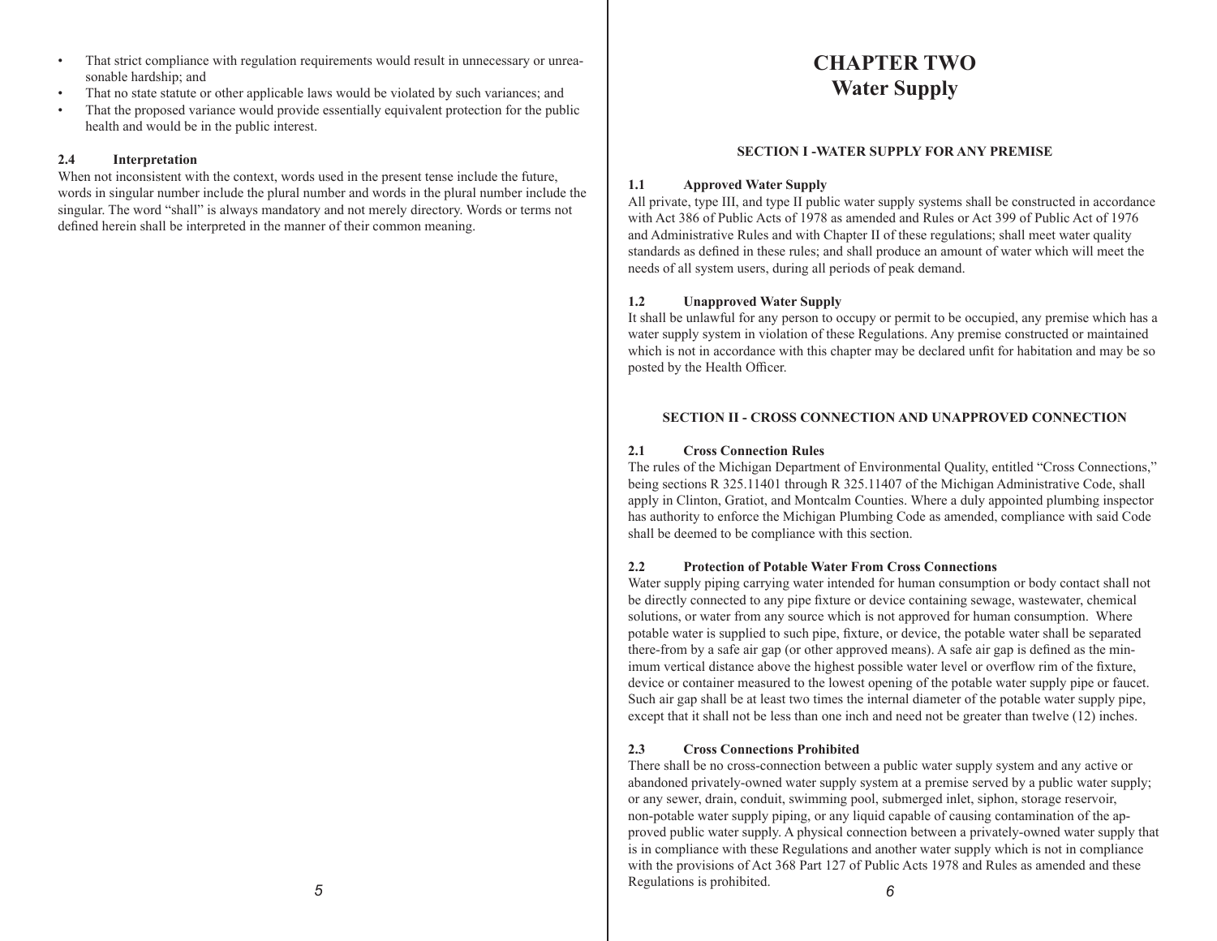- That strict compliance with regulation requirements would result in unnecessary or unreasonable hardship; and
- That no state statute or other applicable laws would be violated by such variances; and
- That the proposed variance would provide essentially equivalent protection for the public health and would be in the public interest.

**2.4 Interpretation**

When not inconsistent with the context, words used in the present tense include the future, words in singular number include the plural number and words in the plural number include the singular. The word "shall" is always mandatory and not merely directory. Words or terms not defined herein shall be interpreted in the manner of their common meaning.

# CHAPTER TWO
# Water Supply

## SECTION I -WATER SUPPLY FOR ANY PREMISE

**1.1 Approved Water Supply**

All private, type III, and type II public water supply systems shall be constructed in accordance with Act 386 of Public Acts of 1978 as amended and Rules or Act 399 of Public Act of 1976 and Administrative Rules and with Chapter II of these regulations; shall meet water quality standards as defined in these rules; and shall produce an amount of water which will meet the needs of all system users, during all periods of peak demand.

**1.2 Unapproved Water Supply**

It shall be unlawful for any person to occupy or permit to be occupied, any premise which has a water supply system in violation of these Regulations. Any premise constructed or maintained which is not in accordance with this chapter may be declared unfit for habitation and may be so posted by the Health Officer.

## SECTION II - CROSS CONNECTION AND UNAPPROVED CONNECTION

**2.1 Cross Connection Rules**

The rules of the Michigan Department of Environmental Quality, entitled "Cross Connections," being sections R 325.11401 through R 325.11407 of the Michigan Administrative Code, shall apply in Clinton, Gratiot, and Montcalm Counties. Where a duly appointed plumbing inspector has authority to enforce the Michigan Plumbing Code as amended, compliance with said Code shall be deemed to be compliance with this section.

**2.2 Protection of Potable Water From Cross Connections**

Water supply piping carrying water intended for human consumption or body contact shall not be directly connected to any pipe fixture or device containing sewage, wastewater, chemical solutions, or water from any source which is not approved for human consumption. Where potable water is supplied to such pipe, fixture, or device, the potable water shall be separated there-from by a safe air gap (or other approved means). A safe air gap is defined as the minimum vertical distance above the highest possible water level or overflow rim of the fixture, device or container measured to the lowest opening of the potable water supply pipe or faucet. Such air gap shall be at least two times the internal diameter of the potable water supply pipe, except that it shall not be less than one inch and need not be greater than twelve (12) inches.

**2.3 Cross Connections Prohibited**

There shall be no cross-connection between a public water supply system and any active or abandoned privately-owned water supply system at a premise served by a public water supply; or any sewer, drain, conduit, swimming pool, submerged inlet, siphon, storage reservoir, non-potable water supply piping, or any liquid capable of causing contamination of the approved public water supply. A physical connection between a privately-owned water supply that is in compliance with these Regulations and another water supply which is not in compliance with the provisions of Act 368 Part 127 of Public Acts 1978 and Rules as amended and these Regulations is prohibited.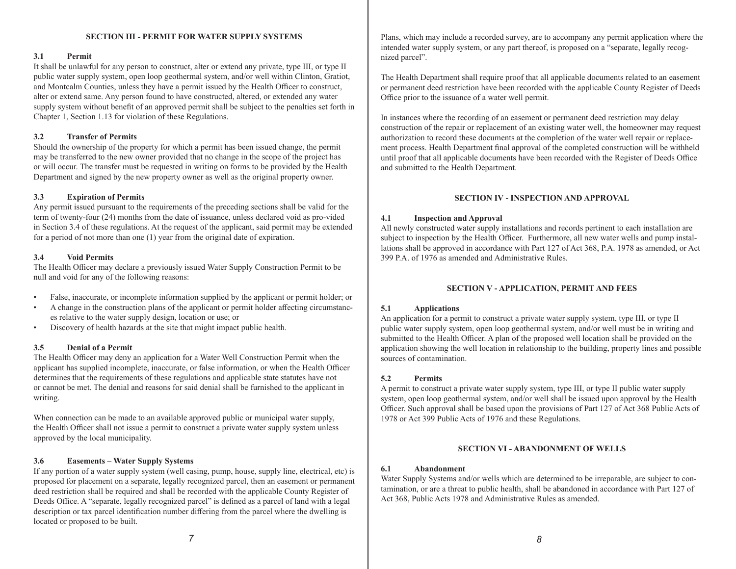## SECTION III - PERMIT FOR WATER SUPPLY SYSTEMS

### 3.1 Permit

It shall be unlawful for any person to construct, alter or extend any private, type III, or type II public water supply system, open loop geothermal system, and/or well within Clinton, Gratiot, and Montcalm Counties, unless they have a permit issued by the Health Officer to construct, alter or extend same. Any person found to have constructed, altered, or extended any water supply system without benefit of an approved permit shall be subject to the penalties set forth in Chapter 1, Section 1.13 for violation of these Regulations.

### 3.2 Transfer of Permits

Should the ownership of the property for which a permit has been issued change, the permit may be transferred to the new owner provided that no change in the scope of the project has or will occur. The transfer must be requested in writing on forms to be provided by the Health Department and signed by the new property owner as well as the original property owner.

### 3.3 Expiration of Permits

Any permit issued pursuant to the requirements of the preceding sections shall be valid for the term of twenty-four (24) months from the date of issuance, unless declared void as pro-vided in Section 3.4 of these regulations. At the request of the applicant, said permit may be extended for a period of not more than one (1) year from the original date of expiration.

### 3.4 Void Permits

The Health Officer may declare a previously issued Water Supply Construction Permit to be null and void for any of the following reasons:

- False, inaccurate, or incomplete information supplied by the applicant or permit holder; or
- A change in the construction plans of the applicant or permit holder affecting circumstances relative to the water supply design, location or use; or
- Discovery of health hazards at the site that might impact public health.

### 3.5 Denial of a Permit

The Health Officer may deny an application for a Water Well Construction Permit when the applicant has supplied incomplete, inaccurate, or false information, or when the Health Officer determines that the requirements of these regulations and applicable state statutes have not or cannot be met. The denial and reasons for said denial shall be furnished to the applicant in writing.

When connection can be made to an available approved public or municipal water supply, the Health Officer shall not issue a permit to construct a private water supply system unless approved by the local municipality.

### 3.6 Easements – Water Supply Systems

If any portion of a water supply system (well casing, pump, house, supply line, electrical, etc) is proposed for placement on a separate, legally recognized parcel, then an easement or permanent deed restriction shall be required and shall be recorded with the applicable County Register of Deeds Office. A "separate, legally recognized parcel" is defined as a parcel of land with a legal description or tax parcel identification number differing from the parcel where the dwelling is located or proposed to be built.

Plans, which may include a recorded survey, are to accompany any permit application where the intended water supply system, or any part thereof, is proposed on a "separate, legally recognized parcel".

The Health Department shall require proof that all applicable documents related to an easement or permanent deed restriction have been recorded with the applicable County Register of Deeds Office prior to the issuance of a water well permit.

In instances where the recording of an easement or permanent deed restriction may delay construction of the repair or replacement of an existing water well, the homeowner may request authorization to record these documents at the completion of the water well repair or replacement process. Health Department final approval of the completed construction will be withheld until proof that all applicable documents have been recorded with the Register of Deeds Office and submitted to the Health Department.

## SECTION IV - INSPECTION AND APPROVAL

### 4.1 Inspection and Approval

All newly constructed water supply installations and records pertinent to each installation are subject to inspection by the Health Officer. Furthermore, all new water wells and pump installations shall be approved in accordance with Part 127 of Act 368, P.A. 1978 as amended, or Act 399 P.A. of 1976 as amended and Administrative Rules.

## SECTION V - APPLICATION, PERMIT AND FEES

### 5.1 Applications

An application for a permit to construct a private water supply system, type III, or type II public water supply system, open loop geothermal system, and/or well must be in writing and submitted to the Health Officer. A plan of the proposed well location shall be provided on the application showing the well location in relationship to the building, property lines and possible sources of contamination.

### 5.2 Permits

A permit to construct a private water supply system, type III, or type II public water supply system, open loop geothermal system, and/or well shall be issued upon approval by the Health Officer. Such approval shall be based upon the provisions of Part 127 of Act 368 Public Acts of 1978 or Act 399 Public Acts of 1976 and these Regulations.

## SECTION VI - ABANDONMENT OF WELLS

### 6.1 Abandonment

Water Supply Systems and/or wells which are determined to be irreparable, are subject to contamination, or are a threat to public health, shall be abandoned in accordance with Part 127 of Act 368, Public Acts 1978 and Administrative Rules as amended.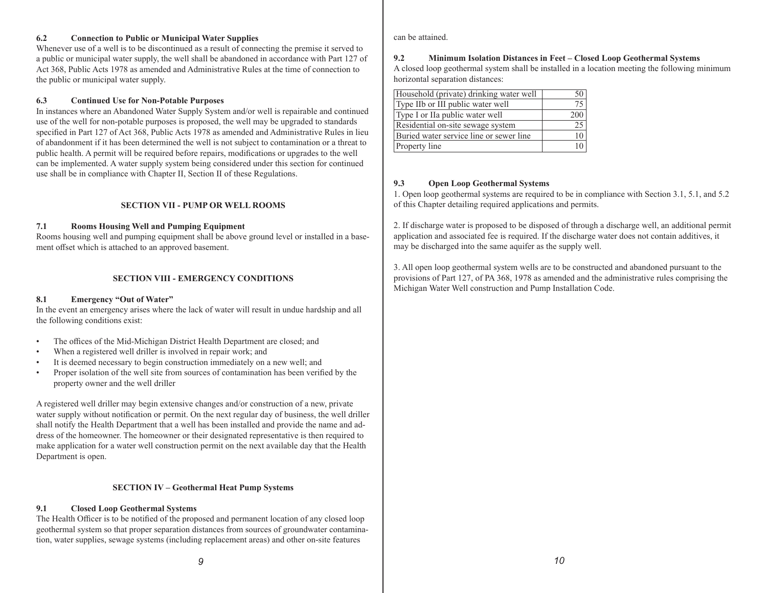### 6.2 Connection to Public or Municipal Water Supplies

Whenever use of a well is to be discontinued as a result of connecting the premise it served to a public or municipal water supply, the well shall be abandoned in accordance with Part 127 of Act 368, Public Acts 1978 as amended and Administrative Rules at the time of connection to the public or municipal water supply.

### 6.3 Continued Use for Non-Potable Purposes

In instances where an Abandoned Water Supply System and/or well is repairable and continued use of the well for non-potable purposes is proposed, the well may be upgraded to standards specified in Part 127 of Act 368, Public Acts 1978 as amended and Administrative Rules in lieu of abandonment if it has been determined the well is not subject to contamination or a threat to public health. A permit will be required before repairs, modifications or upgrades to the well can be implemented. A water supply system being considered under this section for continued use shall be in compliance with Chapter II, Section II of these Regulations.

## SECTION VII - PUMP OR WELL ROOMS

### 7.1 Rooms Housing Well and Pumping Equipment

Rooms housing well and pumping equipment shall be above ground level or installed in a basement offset which is attached to an approved basement.

## SECTION VIII - EMERGENCY CONDITIONS

### 8.1 Emergency "Out of Water"

In the event an emergency arises where the lack of water will result in undue hardship and all the following conditions exist:

- The offices of the Mid-Michigan District Health Department are closed; and
- When a registered well driller is involved in repair work; and
- It is deemed necessary to begin construction immediately on a new well; and
- Proper isolation of the well site from sources of contamination has been verified by the property owner and the well driller

A registered well driller may begin extensive changes and/or construction of a new, private water supply without notification or permit. On the next regular day of business, the well driller shall notify the Health Department that a well has been installed and provide the name and address of the homeowner. The homeowner or their designated representative is then required to make application for a water well construction permit on the next available day that the Health Department is open.

## SECTION IV – Geothermal Heat Pump Systems

### 9.1 Closed Loop Geothermal Systems

The Health Officer is to be notified of the proposed and permanent location of any closed loop geothermal system so that proper separation distances from sources of groundwater contamination, water supplies, sewage systems (including replacement areas) and other on-site features can be attained.

### 9.2 Minimum Isolation Distances in Feet – Closed Loop Geothermal Systems

A closed loop geothermal system shall be installed in a location meeting the following minimum horizontal separation distances:

| | |
|---|---|
| Household (private) drinking water well | 50 |
| Type IIb or III public water well | 75 |
| Type I or IIa public water well | 200 |
| Residential on-site sewage system | 25 |
| Buried water service line or sewer line | 10 |
| Property line | 10 |

### 9.3 Open Loop Geothermal Systems

1. Open loop geothermal systems are required to be in compliance with Section 3.1, 5.1, and 5.2 of this Chapter detailing required applications and permits.

2. If discharge water is proposed to be disposed of through a discharge well, an additional permit application and associated fee is required. If the discharge water does not contain additives, it may be discharged into the same aquifer as the supply well.

3. All open loop geothermal system wells are to be constructed and abandoned pursuant to the provisions of Part 127, of PA 368, 1978 as amended and the administrative rules comprising the Michigan Water Well construction and Pump Installation Code.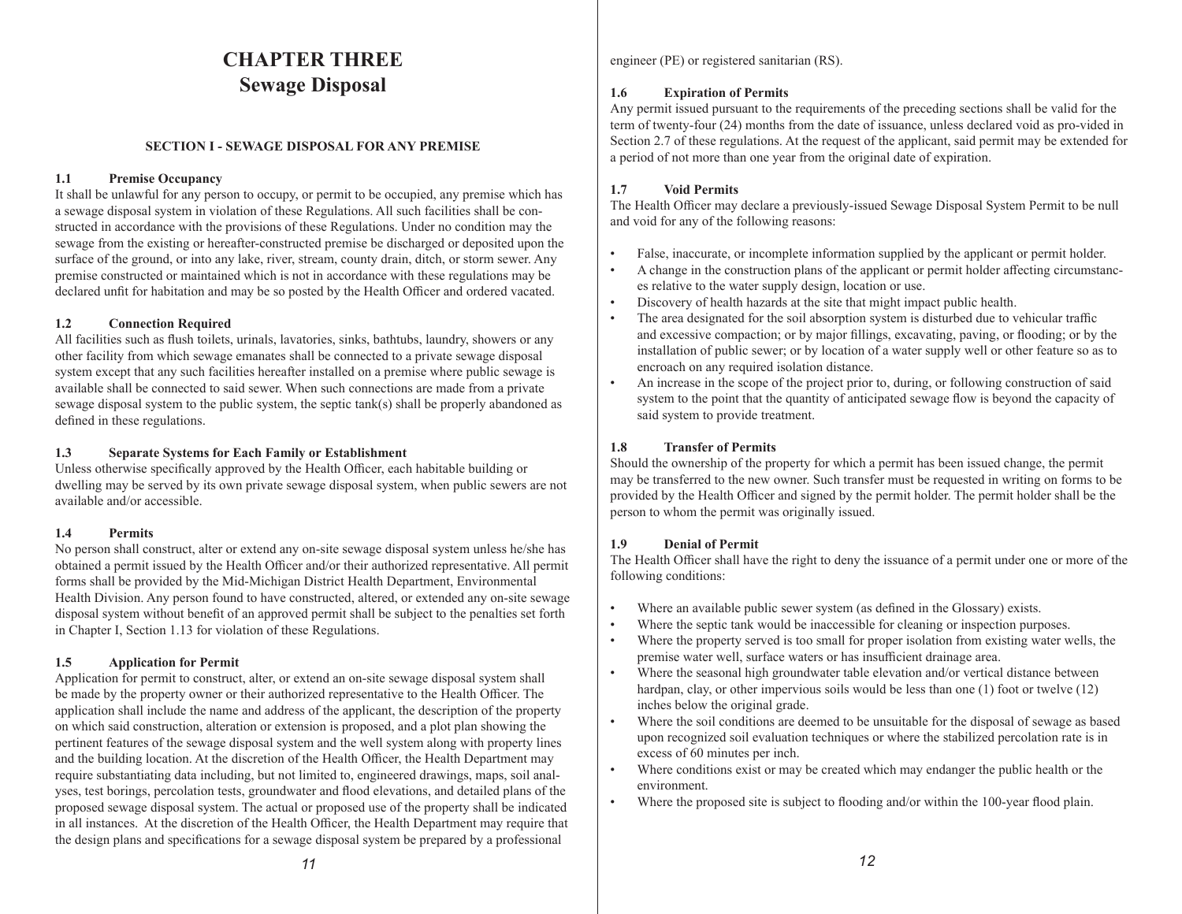# CHAPTER THREE
# Sewage Disposal

## SECTION I - SEWAGE DISPOSAL FOR ANY PREMISE

### 1.1 Premise Occupancy

It shall be unlawful for any person to occupy, or permit to be occupied, any premise which has a sewage disposal system in violation of these Regulations. All such facilities shall be constructed in accordance with the provisions of these Regulations. Under no condition may the sewage from the existing or hereafter-constructed premise be discharged or deposited upon the surface of the ground, or into any lake, river, stream, county drain, ditch, or storm sewer. Any premise constructed or maintained which is not in accordance with these regulations may be declared unfit for habitation and may be so posted by the Health Officer and ordered vacated.

### 1.2 Connection Required

All facilities such as flush toilets, urinals, lavatories, sinks, bathtubs, laundry, showers or any other facility from which sewage emanates shall be connected to a private sewage disposal system except that any such facilities hereafter installed on a premise where public sewage is available shall be connected to said sewer. When such connections are made from a private sewage disposal system to the public system, the septic tank(s) shall be properly abandoned as defined in these regulations.

### 1.3 Separate Systems for Each Family or Establishment

Unless otherwise specifically approved by the Health Officer, each habitable building or dwelling may be served by its own private sewage disposal system, when public sewers are not available and/or accessible.

### 1.4 Permits

No person shall construct, alter or extend any on-site sewage disposal system unless he/she has obtained a permit issued by the Health Officer and/or their authorized representative. All permit forms shall be provided by the Mid-Michigan District Health Department, Environmental Health Division. Any person found to have constructed, altered, or extended any on-site sewage disposal system without benefit of an approved permit shall be subject to the penalties set forth in Chapter I, Section 1.13 for violation of these Regulations.

### 1.5 Application for Permit

Application for permit to construct, alter, or extend an on-site sewage disposal system shall be made by the property owner or their authorized representative to the Health Officer. The application shall include the name and address of the applicant, the description of the property on which said construction, alteration or extension is proposed, and a plot plan showing the pertinent features of the sewage disposal system and the well system along with property lines and the building location. At the discretion of the Health Officer, the Health Department may require substantiating data including, but not limited to, engineered drawings, maps, soil analyses, test borings, percolation tests, groundwater and flood elevations, and detailed plans of the proposed sewage disposal system. The actual or proposed use of the property shall be indicated in all instances. At the discretion of the Health Officer, the Health Department may require that the design plans and specifications for a sewage disposal system be prepared by a professional engineer (PE) or registered sanitarian (RS).

### 1.6 Expiration of Permits

Any permit issued pursuant to the requirements of the preceding sections shall be valid for the term of twenty-four (24) months from the date of issuance, unless declared void as pro-vided in Section 2.7 of these regulations. At the request of the applicant, said permit may be extended for a period of not more than one year from the original date of expiration.

### 1.7 Void Permits

The Health Officer may declare a previously-issued Sewage Disposal System Permit to be null and void for any of the following reasons:

- False, inaccurate, or incomplete information supplied by the applicant or permit holder.
- A change in the construction plans of the applicant or permit holder affecting circumstances relative to the water supply design, location or use.
- Discovery of health hazards at the site that might impact public health.
- The area designated for the soil absorption system is disturbed due to vehicular traffic and excessive compaction; or by major fillings, excavating, paving, or flooding; or by the installation of public sewer; or by location of a water supply well or other feature so as to encroach on any required isolation distance.
- An increase in the scope of the project prior to, during, or following construction of said system to the point that the quantity of anticipated sewage flow is beyond the capacity of said system to provide treatment.

### 1.8 Transfer of Permits

Should the ownership of the property for which a permit has been issued change, the permit may be transferred to the new owner. Such transfer must be requested in writing on forms to be provided by the Health Officer and signed by the permit holder. The permit holder shall be the person to whom the permit was originally issued.

### 1.9 Denial of Permit

The Health Officer shall have the right to deny the issuance of a permit under one or more of the following conditions:

- Where an available public sewer system (as defined in the Glossary) exists.
- Where the septic tank would be inaccessible for cleaning or inspection purposes.
- Where the property served is too small for proper isolation from existing water wells, the premise water well, surface waters or has insufficient drainage area.
- Where the seasonal high groundwater table elevation and/or vertical distance between hardpan, clay, or other impervious soils would be less than one (1) foot or twelve (12) inches below the original grade.
- Where the soil conditions are deemed to be unsuitable for the disposal of sewage as based upon recognized soil evaluation techniques or where the stabilized percolation rate is in excess of 60 minutes per inch.
- Where conditions exist or may be created which may endanger the public health or the environment.
- Where the proposed site is subject to flooding and/or within the 100-year flood plain.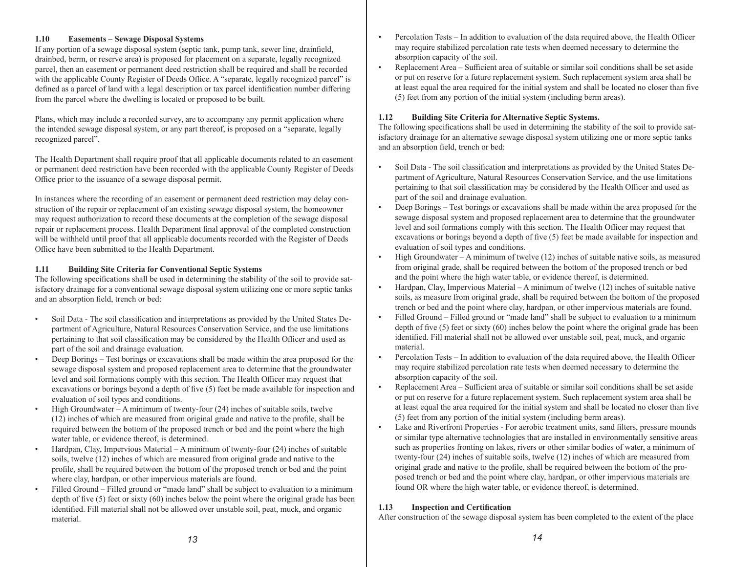### 1.10 Easements – Sewage Disposal Systems

If any portion of a sewage disposal system (septic tank, pump tank, sewer line, drainfield, drainbed, berm, or reserve area) is proposed for placement on a separate, legally recognized parcel, then an easement or permanent deed restriction shall be required and shall be recorded with the applicable County Register of Deeds Office. A "separate, legally recognized parcel" is defined as a parcel of land with a legal description or tax parcel identification number differing from the parcel where the dwelling is located or proposed to be built.

Plans, which may include a recorded survey, are to accompany any permit application where the intended sewage disposal system, or any part thereof, is proposed on a "separate, legally recognized parcel".

The Health Department shall require proof that all applicable documents related to an easement or permanent deed restriction have been recorded with the applicable County Register of Deeds Office prior to the issuance of a sewage disposal permit.

In instances where the recording of an easement or permanent deed restriction may delay construction of the repair or replacement of an existing sewage disposal system, the homeowner may request authorization to record these documents at the completion of the sewage disposal repair or replacement process. Health Department final approval of the completed construction will be withheld until proof that all applicable documents recorded with the Register of Deeds Office have been submitted to the Health Department.

### 1.11 Building Site Criteria for Conventional Septic Systems

The following specifications shall be used in determining the stability of the soil to provide satisfactory drainage for a conventional sewage disposal system utilizing one or more septic tanks and an absorption field, trench or bed:

- Soil Data - The soil classification and interpretations as provided by the United States Department of Agriculture, Natural Resources Conservation Service, and the use limitations pertaining to that soil classification may be considered by the Health Officer and used as part of the soil and drainage evaluation.
- Deep Borings – Test borings or excavations shall be made within the area proposed for the sewage disposal system and proposed replacement area to determine that the groundwater level and soil formations comply with this section. The Health Officer may request that excavations or borings beyond a depth of five (5) feet be made available for inspection and evaluation of soil types and conditions.
- High Groundwater – A minimum of twenty-four (24) inches of suitable soils, twelve (12) inches of which are measured from original grade and native to the profile, shall be required between the bottom of the proposed trench or bed and the point where the high water table, or evidence thereof, is determined.
- Hardpan, Clay, Impervious Material – A minimum of twenty-four (24) inches of suitable soils, twelve (12) inches of which are measured from original grade and native to the profile, shall be required between the bottom of the proposed trench or bed and the point where clay, hardpan, or other impervious materials are found.
- Filled Ground – Filled ground or "made land" shall be subject to evaluation to a minimum depth of five (5) feet or sixty (60) inches below the point where the original grade has been identified. Fill material shall not be allowed over unstable soil, peat, muck, and organic material.
- Percolation Tests – In addition to evaluation of the data required above, the Health Officer may require stabilized percolation rate tests when deemed necessary to determine the absorption capacity of the soil.
- Replacement Area – Sufficient area of suitable or similar soil conditions shall be set aside or put on reserve for a future replacement system. Such replacement system area shall be at least equal the area required for the initial system and shall be located no closer than five (5) feet from any portion of the initial system (including berm areas).

### 1.12 Building Site Criteria for Alternative Septic Systems.

The following specifications shall be used in determining the stability of the soil to provide satisfactory drainage for an alternative sewage disposal system utilizing one or more septic tanks and an absorption field, trench or bed:

- Soil Data - The soil classification and interpretations as provided by the United States Department of Agriculture, Natural Resources Conservation Service, and the use limitations pertaining to that soil classification may be considered by the Health Officer and used as part of the soil and drainage evaluation.
- Deep Borings – Test borings or excavations shall be made within the area proposed for the sewage disposal system and proposed replacement area to determine that the groundwater level and soil formations comply with this section. The Health Officer may request that excavations or borings beyond a depth of five (5) feet be made available for inspection and evaluation of soil types and conditions.
- High Groundwater – A minimum of twelve (12) inches of suitable native soils, as measured from original grade, shall be required between the bottom of the proposed trench or bed and the point where the high water table, or evidence thereof, is determined.
- Hardpan, Clay, Impervious Material – A minimum of twelve (12) inches of suitable native soils, as measure from original grade, shall be required between the bottom of the proposed trench or bed and the point where clay, hardpan, or other impervious materials are found.
- Filled Ground – Filled ground or "made land" shall be subject to evaluation to a minimum depth of five (5) feet or sixty (60) inches below the point where the original grade has been identified. Fill material shall not be allowed over unstable soil, peat, muck, and organic material.
- Percolation Tests – In addition to evaluation of the data required above, the Health Officer may require stabilized percolation rate tests when deemed necessary to determine the absorption capacity of the soil.
- Replacement Area – Sufficient area of suitable or similar soil conditions shall be set aside or put on reserve for a future replacement system. Such replacement system area shall be at least equal the area required for the initial system and shall be located no closer than five (5) feet from any portion of the initial system (including berm areas).
- Lake and Riverfront Properties - For aerobic treatment units, sand filters, pressure mounds or similar type alternative technologies that are installed in environmentally sensitive areas such as properties fronting on lakes, rivers or other similar bodies of water, a minimum of twenty-four (24) inches of suitable soils, twelve (12) inches of which are measured from original grade and native to the profile, shall be required between the bottom of the proposed trench or bed and the point where clay, hardpan, or other impervious materials are found OR where the high water table, or evidence thereof, is determined.

### 1.13 Inspection and Certification

After construction of the sewage disposal system has been completed to the extent of the place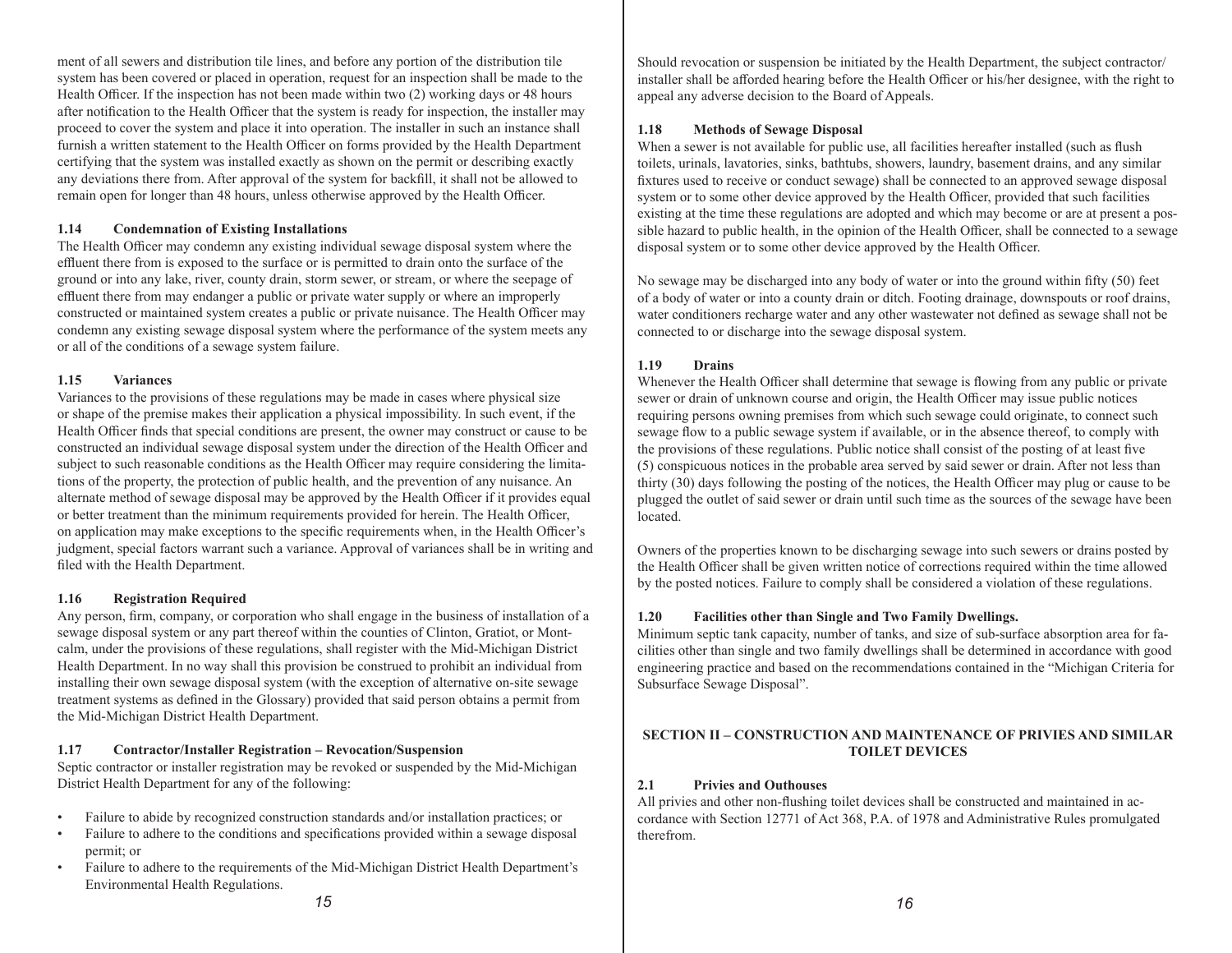ment of all sewers and distribution tile lines, and before any portion of the distribution tile system has been covered or placed in operation, request for an inspection shall be made to the Health Officer. If the inspection has not been made within two (2) working days or 48 hours after notification to the Health Officer that the system is ready for inspection, the installer may proceed to cover the system and place it into operation. The installer in such an instance shall furnish a written statement to the Health Officer on forms provided by the Health Department certifying that the system was installed exactly as shown on the permit or describing exactly any deviations there from. After approval of the system for backfill, it shall not be allowed to remain open for longer than 48 hours, unless otherwise approved by the Health Officer.

### 1.14 Condemnation of Existing Installations

The Health Officer may condemn any existing individual sewage disposal system where the effluent there from is exposed to the surface or is permitted to drain onto the surface of the ground or into any lake, river, county drain, storm sewer, or stream, or where the seepage of effluent there from may endanger a public or private water supply or where an improperly constructed or maintained system creates a public or private nuisance. The Health Officer may condemn any existing sewage disposal system where the performance of the system meets any or all of the conditions of a sewage system failure.

### 1.15 Variances

Variances to the provisions of these regulations may be made in cases where physical size or shape of the premise makes their application a physical impossibility. In such event, if the Health Officer finds that special conditions are present, the owner may construct or cause to be constructed an individual sewage disposal system under the direction of the Health Officer and subject to such reasonable conditions as the Health Officer may require considering the limitations of the property, the protection of public health, and the prevention of any nuisance. An alternate method of sewage disposal may be approved by the Health Officer if it provides equal or better treatment than the minimum requirements provided for herein. The Health Officer, on application may make exceptions to the specific requirements when, in the Health Officer's judgment, special factors warrant such a variance. Approval of variances shall be in writing and filed with the Health Department.

### 1.16 Registration Required

Any person, firm, company, or corporation who shall engage in the business of installation of a sewage disposal system or any part thereof within the counties of Clinton, Gratiot, or Montcalm, under the provisions of these regulations, shall register with the Mid-Michigan District Health Department. In no way shall this provision be construed to prohibit an individual from installing their own sewage disposal system (with the exception of alternative on-site sewage treatment systems as defined in the Glossary) provided that said person obtains a permit from the Mid-Michigan District Health Department.

### 1.17 Contractor/Installer Registration – Revocation/Suspension

Septic contractor or installer registration may be revoked or suspended by the Mid-Michigan District Health Department for any of the following:

- Failure to abide by recognized construction standards and/or installation practices; or
- Failure to adhere to the conditions and specifications provided within a sewage disposal permit; or
- Failure to adhere to the requirements of the Mid-Michigan District Health Department's Environmental Health Regulations.

Should revocation or suspension be initiated by the Health Department, the subject contractor/installer shall be afforded hearing before the Health Officer or his/her designee, with the right to appeal any adverse decision to the Board of Appeals.

### 1.18 Methods of Sewage Disposal

When a sewer is not available for public use, all facilities hereafter installed (such as flush toilets, urinals, lavatories, sinks, bathtubs, showers, laundry, basement drains, and any similar fixtures used to receive or conduct sewage) shall be connected to an approved sewage disposal system or to some other device approved by the Health Officer, provided that such facilities existing at the time these regulations are adopted and which may become or are at present a possible hazard to public health, in the opinion of the Health Officer, shall be connected to a sewage disposal system or to some other device approved by the Health Officer.

No sewage may be discharged into any body of water or into the ground within fifty (50) feet of a body of water or into a county drain or ditch. Footing drainage, downspouts or roof drains, water conditioners recharge water and any other wastewater not defined as sewage shall not be connected to or discharge into the sewage disposal system.

### 1.19 Drains

Whenever the Health Officer shall determine that sewage is flowing from any public or private sewer or drain of unknown course and origin, the Health Officer may issue public notices requiring persons owning premises from which such sewage could originate, to connect such sewage flow to a public sewage system if available, or in the absence thereof, to comply with the provisions of these regulations. Public notice shall consist of the posting of at least five (5) conspicuous notices in the probable area served by said sewer or drain. After not less than thirty (30) days following the posting of the notices, the Health Officer may plug or cause to be plugged the outlet of said sewer or drain until such time as the sources of the sewage have been located.

Owners of the properties known to be discharging sewage into such sewers or drains posted by the Health Officer shall be given written notice of corrections required within the time allowed by the posted notices. Failure to comply shall be considered a violation of these regulations.

### 1.20 Facilities other than Single and Two Family Dwellings.

Minimum septic tank capacity, number of tanks, and size of sub-surface absorption area for facilities other than single and two family dwellings shall be determined in accordance with good engineering practice and based on the recommendations contained in the "Michigan Criteria for Subsurface Sewage Disposal".

## SECTION II – CONSTRUCTION AND MAINTENANCE OF PRIVIES AND SIMILAR TOILET DEVICES

### 2.1 Privies and Outhouses

All privies and other non-flushing toilet devices shall be constructed and maintained in accordance with Section 12771 of Act 368, P.A. of 1978 and Administrative Rules promulgated therefrom.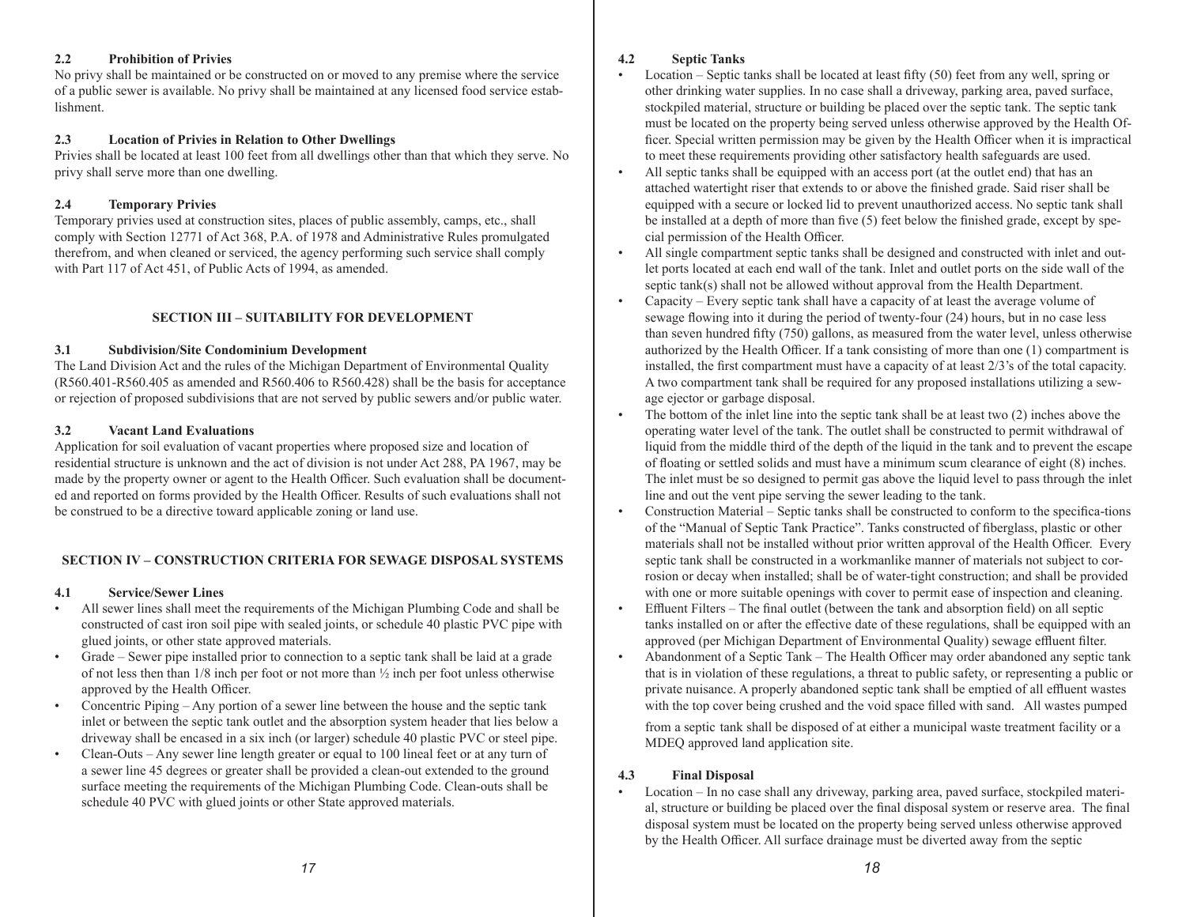### 2.2 Prohibition of Privies

No privy shall be maintained or be constructed on or moved to any premise where the service of a public sewer is available. No privy shall be maintained at any licensed food service establishment.

### 2.3 Location of Privies in Relation to Other Dwellings

Privies shall be located at least 100 feet from all dwellings other than that which they serve. No privy shall serve more than one dwelling.

### 2.4 Temporary Privies

Temporary privies used at construction sites, places of public assembly, camps, etc., shall comply with Section 12771 of Act 368, P.A. of 1978 and Administrative Rules promulgated therefrom, and when cleaned or serviced, the agency performing such service shall comply with Part 117 of Act 451, of Public Acts of 1994, as amended.

## SECTION III – SUITABILITY FOR DEVELOPMENT

### 3.1 Subdivision/Site Condominium Development

The Land Division Act and the rules of the Michigan Department of Environmental Quality (R560.401-R560.405 as amended and R560.406 to R560.428) shall be the basis for acceptance or rejection of proposed subdivisions that are not served by public sewers and/or public water.

### 3.2 Vacant Land Evaluations

Application for soil evaluation of vacant properties where proposed size and location of residential structure is unknown and the act of division is not under Act 288, PA 1967, may be made by the property owner or agent to the Health Officer. Such evaluation shall be documented and reported on forms provided by the Health Officer. Results of such evaluations shall not be construed to be a directive toward applicable zoning or land use.

## SECTION IV – CONSTRUCTION CRITERIA FOR SEWAGE DISPOSAL SYSTEMS

### 4.1 Service/Sewer Lines

- All sewer lines shall meet the requirements of the Michigan Plumbing Code and shall be constructed of cast iron soil pipe with sealed joints, or schedule 40 plastic PVC pipe with glued joints, or other state approved materials.
- Grade – Sewer pipe installed prior to connection to a septic tank shall be laid at a grade of not less then than 1/8 inch per foot or not more than ½ inch per foot unless otherwise approved by the Health Officer.
- Concentric Piping – Any portion of a sewer line between the house and the septic tank inlet or between the septic tank outlet and the absorption system header that lies below a driveway shall be encased in a six inch (or larger) schedule 40 plastic PVC or steel pipe.
- Clean-Outs – Any sewer line length greater or equal to 100 lineal feet or at any turn of a sewer line 45 degrees or greater shall be provided a clean-out extended to the ground surface meeting the requirements of the Michigan Plumbing Code. Clean-outs shall be schedule 40 PVC with glued joints or other State approved materials.

### 4.2 Septic Tanks

- Location – Septic tanks shall be located at least fifty (50) feet from any well, spring or other drinking water supplies. In no case shall a driveway, parking area, paved surface, stockpiled material, structure or building be placed over the septic tank. The septic tank must be located on the property being served unless otherwise approved by the Health Officer. Special written permission may be given by the Health Officer when it is impractical to meet these requirements providing other satisfactory health safeguards are used.
- All septic tanks shall be equipped with an access port (at the outlet end) that has an attached watertight riser that extends to or above the finished grade. Said riser shall be equipped with a secure or locked lid to prevent unauthorized access. No septic tank shall be installed at a depth of more than five (5) feet below the finished grade, except by special permission of the Health Officer.
- All single compartment septic tanks shall be designed and constructed with inlet and outlet ports located at each end wall of the tank. Inlet and outlet ports on the side wall of the septic tank(s) shall not be allowed without approval from the Health Department.
- Capacity – Every septic tank shall have a capacity of at least the average volume of sewage flowing into it during the period of twenty-four (24) hours, but in no case less than seven hundred fifty (750) gallons, as measured from the water level, unless otherwise authorized by the Health Officer. If a tank consisting of more than one (1) compartment is installed, the first compartment must have a capacity of at least 2/3's of the total capacity. A two compartment tank shall be required for any proposed installations utilizing a sewage ejector or garbage disposal.
- The bottom of the inlet line into the septic tank shall be at least two (2) inches above the operating water level of the tank. The outlet shall be constructed to permit withdrawal of liquid from the middle third of the depth of the liquid in the tank and to prevent the escape of floating or settled solids and must have a minimum scum clearance of eight (8) inches. The inlet must be so designed to permit gas above the liquid level to pass through the inlet line and out the vent pipe serving the sewer leading to the tank.
- Construction Material – Septic tanks shall be constructed to conform to the specifica-tions of the "Manual of Septic Tank Practice". Tanks constructed of fiberglass, plastic or other materials shall not be installed without prior written approval of the Health Officer. Every septic tank shall be constructed in a workmanlike manner of materials not subject to corrosion or decay when installed; shall be of water-tight construction; and shall be provided with one or more suitable openings with cover to permit ease of inspection and cleaning.
- Effluent Filters – The final outlet (between the tank and absorption field) on all septic tanks installed on or after the effective date of these regulations, shall be equipped with an approved (per Michigan Department of Environmental Quality) sewage effluent filter.
- Abandonment of a Septic Tank – The Health Officer may order abandoned any septic tank that is in violation of these regulations, a threat to public safety, or representing a public or private nuisance. A properly abandoned septic tank shall be emptied of all effluent wastes with the top cover being crushed and the void space filled with sand. All wastes pumped from a septic tank shall be disposed of at either a municipal waste treatment facility or a MDEQ approved land application site.

### 4.3 Final Disposal

- Location – In no case shall any driveway, parking area, paved surface, stockpiled material, structure or building be placed over the final disposal system or reserve area. The final disposal system must be located on the property being served unless otherwise approved by the Health Officer. All surface drainage must be diverted away from the septic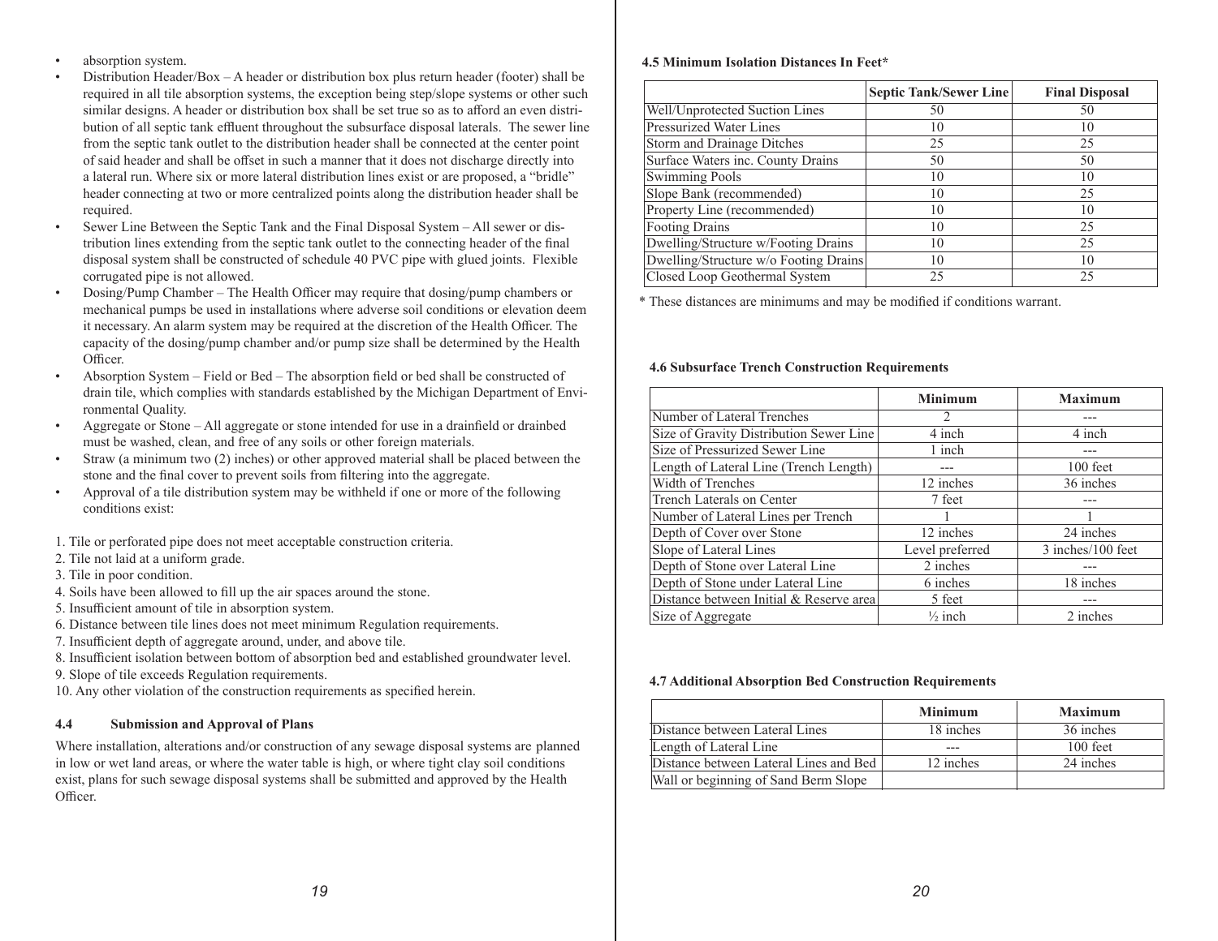- absorption system.
- Distribution Header/Box – A header or distribution box plus return header (footer) shall be required in all tile absorption systems, the exception being step/slope systems or other such similar designs. A header or distribution box shall be set true so as to afford an even distribution of all septic tank effluent throughout the subsurface disposal laterals. The sewer line from the septic tank outlet to the distribution header shall be connected at the center point of said header and shall be offset in such a manner that it does not discharge directly into a lateral run. Where six or more lateral distribution lines exist or are proposed, a "bridle" header connecting at two or more centralized points along the distribution header shall be required.
- Sewer Line Between the Septic Tank and the Final Disposal System – All sewer or distribution lines extending from the septic tank outlet to the connecting header of the final disposal system shall be constructed of schedule 40 PVC pipe with glued joints. Flexible corrugated pipe is not allowed.
- Dosing/Pump Chamber – The Health Officer may require that dosing/pump chambers or mechanical pumps be used in installations where adverse soil conditions or elevation deem it necessary. An alarm system may be required at the discretion of the Health Officer. The capacity of the dosing/pump chamber and/or pump size shall be determined by the Health Officer.
- Absorption System – Field or Bed – The absorption field or bed shall be constructed of drain tile, which complies with standards established by the Michigan Department of Environmental Quality.
- Aggregate or Stone – All aggregate or stone intended for use in a drainfield or drainbed must be washed, clean, and free of any soils or other foreign materials.
- Straw (a minimum two (2) inches) or other approved material shall be placed between the stone and the final cover to prevent soils from filtering into the aggregate.
- Approval of a tile distribution system may be withheld if one or more of the following conditions exist:

1. Tile or perforated pipe does not meet acceptable construction criteria.
2. Tile not laid at a uniform grade.
3. Tile in poor condition.
4. Soils have been allowed to fill up the air spaces around the stone.
5. Insufficient amount of tile in absorption system.
6. Distance between tile lines does not meet minimum Regulation requirements.
7. Insufficient depth of aggregate around, under, and above tile.
8. Insufficient isolation between bottom of absorption bed and established groundwater level.
9. Slope of tile exceeds Regulation requirements.
10. Any other violation of the construction requirements as specified herein.

### 4.4 Submission and Approval of Plans

Where installation, alterations and/or construction of any sewage disposal systems are planned in low or wet land areas, or where the water table is high, or where tight clay soil conditions exist, plans for such sewage disposal systems shall be submitted and approved by the Health Officer.

### 4.5 Minimum Isolation Distances In Feet*

| | Septic Tank/Sewer Line | Final Disposal |
|---|---|---|
| Well/Unprotected Suction Lines | 50 | 50 |
| Pressurized Water Lines | 10 | 10 |
| Storm and Drainage Ditches | 25 | 25 |
| Surface Waters inc. County Drains | 50 | 50 |
| Swimming Pools | 10 | 10 |
| Slope Bank (recommended) | 10 | 25 |
| Property Line (recommended) | 10 | 10 |
| Footing Drains | 10 | 25 |
| Dwelling/Structure w/Footing Drains | 10 | 25 |
| Dwelling/Structure w/o Footing Drains | 10 | 10 |
| Closed Loop Geothermal System | 25 | 25 |

* These distances are minimums and may be modified if conditions warrant.

### 4.6 Subsurface Trench Construction Requirements

| | Minimum | Maximum |
|---|---|---|
| Number of Lateral Trenches | 2 | --- |
| Size of Gravity Distribution Sewer Line | 4 inch | 4 inch |
| Size of Pressurized Sewer Line | 1 inch | --- |
| Length of Lateral Line (Trench Length) | --- | 100 feet |
| Width of Trenches | 12 inches | 36 inches |
| Trench Laterals on Center | 7 feet | --- |
| Number of Lateral Lines per Trench | 1 | 1 |
| Depth of Cover over Stone | 12 inches | 24 inches |
| Slope of Lateral Lines | Level preferred | 3 inches/100 feet |
| Depth of Stone over Lateral Line | 2 inches | --- |
| Depth of Stone under Lateral Line | 6 inches | 18 inches |
| Distance between Initial & Reserve area | 5 feet | --- |
| Size of Aggregate | ½ inch | 2 inches |

### 4.7 Additional Absorption Bed Construction Requirements

| | Minimum | Maximum |
|---|---|---|
| Distance between Lateral Lines | 18 inches | 36 inches |
| Length of Lateral Line | --- | 100 feet |
| Distance between Lateral Lines and Bed | 12 inches | 24 inches |
| Wall or beginning of Sand Berm Slope | | |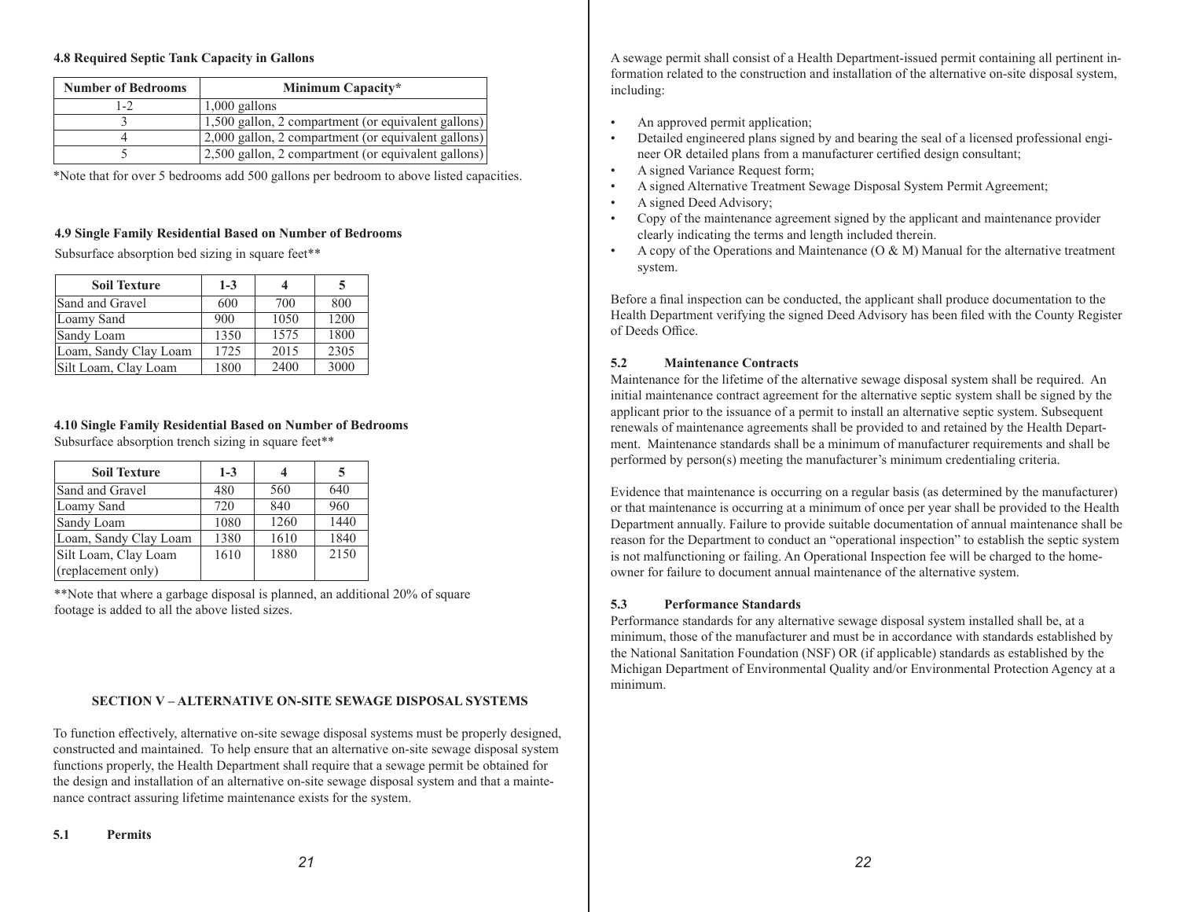**4.8 Required Septic Tank Capacity in Gallons**

| Number of Bedrooms | Minimum Capacity* |
|---|---|
| 1-2 | 1,000 gallons |
| 3 | 1,500 gallon, 2 compartment (or equivalent gallons) |
| 4 | 2,000 gallon, 2 compartment (or equivalent gallons) |
| 5 | 2,500 gallon, 2 compartment (or equivalent gallons) |

*Note that for over 5 bedrooms add 500 gallons per bedroom to above listed capacities.

**4.9 Single Family Residential Based on Number of Bedrooms**

Subsurface absorption bed sizing in square feet**

| Soil Texture | 1-3 | 4 | 5 |
|---|---|---|---|
| Sand and Gravel | 600 | 700 | 800 |
| Loamy Sand | 900 | 1050 | 1200 |
| Sandy Loam | 1350 | 1575 | 1800 |
| Loam, Sandy Clay Loam | 1725 | 2015 | 2305 |
| Silt Loam, Clay Loam | 1800 | 2400 | 3000 |

**4.10 Single Family Residential Based on Number of Bedrooms**

Subsurface absorption trench sizing in square feet**

| Soil Texture | 1-3 | 4 | 5 |
|---|---|---|---|
| Sand and Gravel | 480 | 560 | 640 |
| Loamy Sand | 720 | 840 | 960 |
| Sandy Loam | 1080 | 1260 | 1440 |
| Loam, Sandy Clay Loam | 1380 | 1610 | 1840 |
| Silt Loam, Clay Loam (replacement only) | 1610 | 1880 | 2150 |

**Note that where a garbage disposal is planned, an additional 20% of square footage is added to all the above listed sizes.

## SECTION V – ALTERNATIVE ON-SITE SEWAGE DISPOSAL SYSTEMS

To function effectively, alternative on-site sewage disposal systems must be properly designed, constructed and maintained. To help ensure that an alternative on-site sewage disposal system functions properly, the Health Department shall require that a sewage permit be obtained for the design and installation of an alternative on-site sewage disposal system and that a maintenance contract assuring lifetime maintenance exists for the system.

### 5.1 Permits

A sewage permit shall consist of a Health Department-issued permit containing all pertinent information related to the construction and installation of the alternative on-site disposal system, including:

- An approved permit application;
- Detailed engineered plans signed by and bearing the seal of a licensed professional engineer OR detailed plans from a manufacturer certified design consultant;
- A signed Variance Request form;
- A signed Alternative Treatment Sewage Disposal System Permit Agreement;
- A signed Deed Advisory;
- Copy of the maintenance agreement signed by the applicant and maintenance provider clearly indicating the terms and length included therein.
- A copy of the Operations and Maintenance (O & M) Manual for the alternative treatment system.

Before a final inspection can be conducted, the applicant shall produce documentation to the Health Department verifying the signed Deed Advisory has been filed with the County Register of Deeds Office.

### 5.2 Maintenance Contracts

Maintenance for the lifetime of the alternative sewage disposal system shall be required. An initial maintenance contract agreement for the alternative septic system shall be signed by the applicant prior to the issuance of a permit to install an alternative septic system. Subsequent renewals of maintenance agreements shall be provided to and retained by the Health Department. Maintenance standards shall be a minimum of manufacturer requirements and shall be performed by person(s) meeting the manufacturer's minimum credentialing criteria.

Evidence that maintenance is occurring on a regular basis (as determined by the manufacturer) or that maintenance is occurring at a minimum of once per year shall be provided to the Health Department annually. Failure to provide suitable documentation of annual maintenance shall be reason for the Department to conduct an "operational inspection" to establish the septic system is not malfunctioning or failing. An Operational Inspection fee will be charged to the homeowner for failure to document annual maintenance of the alternative system.

### 5.3 Performance Standards

Performance standards for any alternative sewage disposal system installed shall be, at a minimum, those of the manufacturer and must be in accordance with standards established by the National Sanitation Foundation (NSF) OR (if applicable) standards as established by the Michigan Department of Environmental Quality and/or Environmental Protection Agency at a minimum.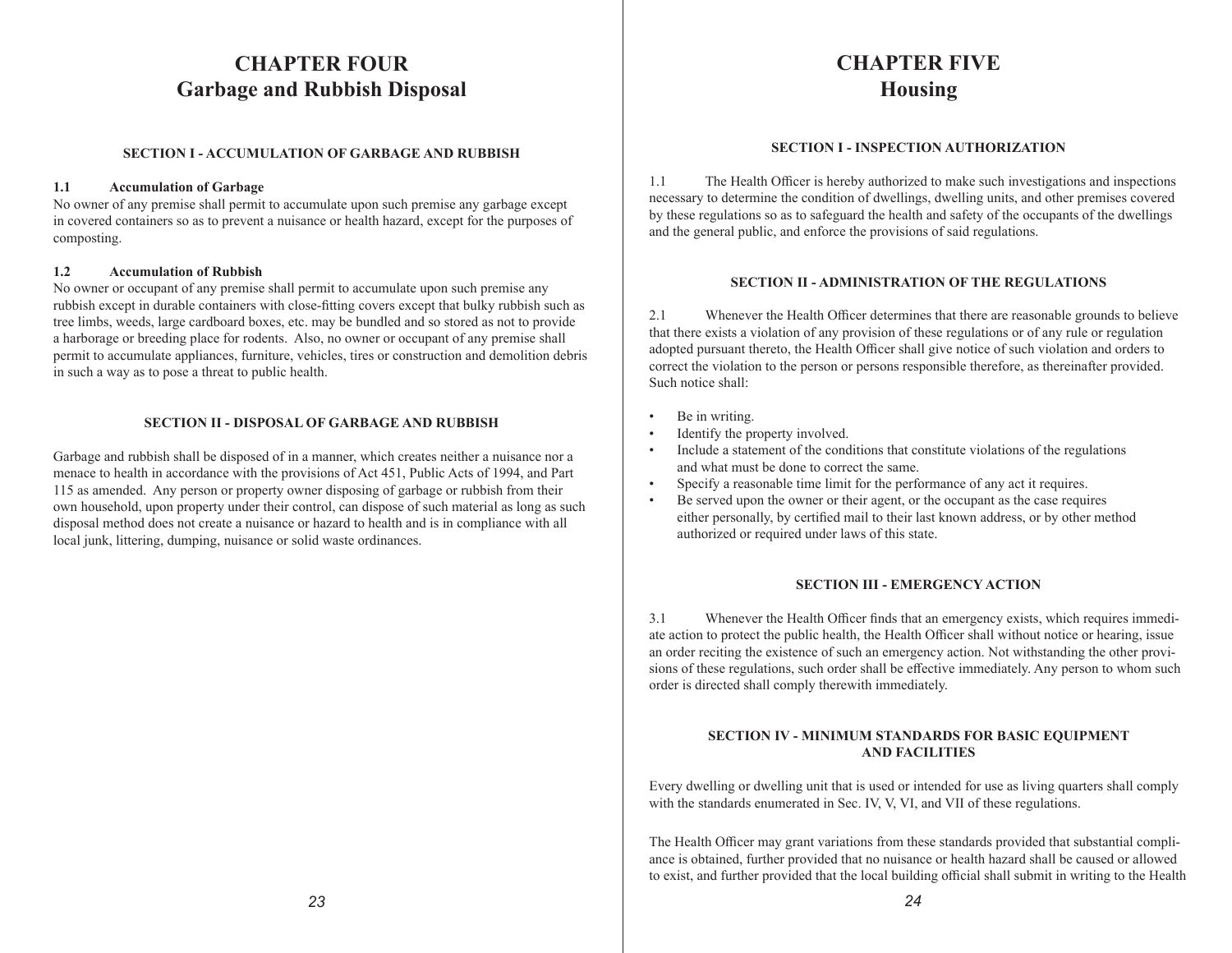# CHAPTER FOUR
# Garbage and Rubbish Disposal

### SECTION I - ACCUMULATION OF GARBAGE AND RUBBISH

**1.1 Accumulation of Garbage**
No owner of any premise shall permit to accumulate upon such premise any garbage except in covered containers so as to prevent a nuisance or health hazard, except for the purposes of composting.

**1.2 Accumulation of Rubbish**
No owner or occupant of any premise shall permit to accumulate upon such premise any rubbish except in durable containers with close-fitting covers except that bulky rubbish such as tree limbs, weeds, large cardboard boxes, etc. may be bundled and so stored as not to provide a harborage or breeding place for rodents. Also, no owner or occupant of any premise shall permit to accumulate appliances, furniture, vehicles, tires or construction and demolition debris in such a way as to pose a threat to public health.

### SECTION II - DISPOSAL OF GARBAGE AND RUBBISH

Garbage and rubbish shall be disposed of in a manner, which creates neither a nuisance nor a menace to health in accordance with the provisions of Act 451, Public Acts of 1994, and Part 115 as amended. Any person or property owner disposing of garbage or rubbish from their own household, upon property under their control, can dispose of such material as long as such disposal method does not create a nuisance or hazard to health and is in compliance with all local junk, littering, dumping, nuisance or solid waste ordinances.

# CHAPTER FIVE
# Housing

### SECTION I - INSPECTION AUTHORIZATION

1.1 The Health Officer is hereby authorized to make such investigations and inspections necessary to determine the condition of dwellings, dwelling units, and other premises covered by these regulations so as to safeguard the health and safety of the occupants of the dwellings and the general public, and enforce the provisions of said regulations.

### SECTION II - ADMINISTRATION OF THE REGULATIONS

2.1 Whenever the Health Officer determines that there are reasonable grounds to believe that there exists a violation of any provision of these regulations or of any rule or regulation adopted pursuant thereto, the Health Officer shall give notice of such violation and orders to correct the violation to the person or persons responsible therefore, as thereinafter provided. Such notice shall:

- Be in writing.
- Identify the property involved.
- Include a statement of the conditions that constitute violations of the regulations and what must be done to correct the same.
- Specify a reasonable time limit for the performance of any act it requires.
- Be served upon the owner or their agent, or the occupant as the case requires either personally, by certified mail to their last known address, or by other method authorized or required under laws of this state.

### SECTION III - EMERGENCY ACTION

3.1 Whenever the Health Officer finds that an emergency exists, which requires immediate action to protect the public health, the Health Officer shall without notice or hearing, issue an order reciting the existence of such an emergency action. Not withstanding the other provisions of these regulations, such order shall be effective immediately. Any person to whom such order is directed shall comply therewith immediately.

### SECTION IV - MINIMUM STANDARDS FOR BASIC EQUIPMENT AND FACILITIES

Every dwelling or dwelling unit that is used or intended for use as living quarters shall comply with the standards enumerated in Sec. IV, V, VI, and VII of these regulations.

The Health Officer may grant variations from these standards provided that substantial compliance is obtained, further provided that no nuisance or health hazard shall be caused or allowed to exist, and further provided that the local building official shall submit in writing to the Health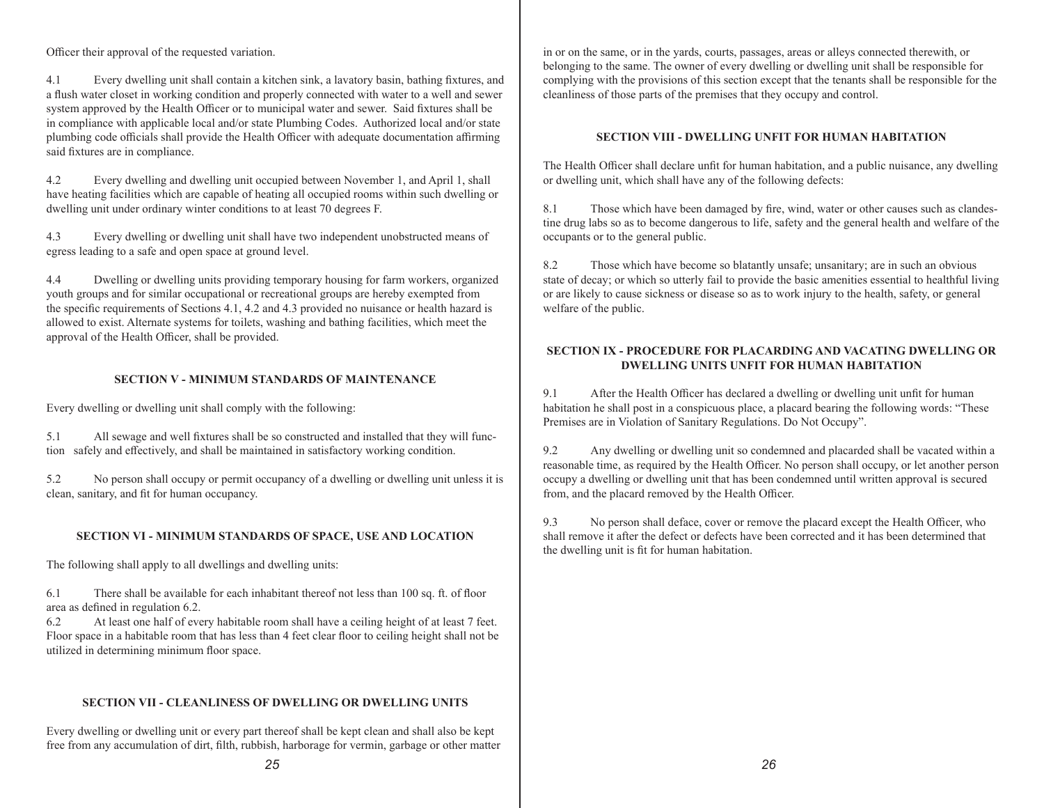Officer their approval of the requested variation.

4.1 Every dwelling unit shall contain a kitchen sink, a lavatory basin, bathing fixtures, and a flush water closet in working condition and properly connected with water to a well and sewer system approved by the Health Officer or to municipal water and sewer. Said fixtures shall be in compliance with applicable local and/or state Plumbing Codes. Authorized local and/or state plumbing code officials shall provide the Health Officer with adequate documentation affirming said fixtures are in compliance.

4.2 Every dwelling and dwelling unit occupied between November 1, and April 1, shall have heating facilities which are capable of heating all occupied rooms within such dwelling or dwelling unit under ordinary winter conditions to at least 70 degrees F.

4.3 Every dwelling or dwelling unit shall have two independent unobstructed means of egress leading to a safe and open space at ground level.

4.4 Dwelling or dwelling units providing temporary housing for farm workers, organized youth groups and for similar occupational or recreational groups are hereby exempted from the specific requirements of Sections 4.1, 4.2 and 4.3 provided no nuisance or health hazard is allowed to exist. Alternate systems for toilets, washing and bathing facilities, which meet the approval of the Health Officer, shall be provided.

### SECTION V - MINIMUM STANDARDS OF MAINTENANCE

Every dwelling or dwelling unit shall comply with the following:

5.1 All sewage and well fixtures shall be so constructed and installed that they will function safely and effectively, and shall be maintained in satisfactory working condition.

5.2 No person shall occupy or permit occupancy of a dwelling or dwelling unit unless it is clean, sanitary, and fit for human occupancy.

### SECTION VI - MINIMUM STANDARDS OF SPACE, USE AND LOCATION

The following shall apply to all dwellings and dwelling units:

6.1 There shall be available for each inhabitant thereof not less than 100 sq. ft. of floor area as defined in regulation 6.2.

6.2 At least one half of every habitable room shall have a ceiling height of at least 7 feet. Floor space in a habitable room that has less than 4 feet clear floor to ceiling height shall not be utilized in determining minimum floor space.

### SECTION VII - CLEANLINESS OF DWELLING OR DWELLING UNITS

Every dwelling or dwelling unit or every part thereof shall be kept clean and shall also be kept free from any accumulation of dirt, filth, rubbish, harborage for vermin, garbage or other matter in or on the same, or in the yards, courts, passages, areas or alleys connected therewith, or belonging to the same. The owner of every dwelling or dwelling unit shall be responsible for complying with the provisions of this section except that the tenants shall be responsible for the cleanliness of those parts of the premises that they occupy and control.

### SECTION VIII - DWELLING UNFIT FOR HUMAN HABITATION

The Health Officer shall declare unfit for human habitation, and a public nuisance, any dwelling or dwelling unit, which shall have any of the following defects:

8.1 Those which have been damaged by fire, wind, water or other causes such as clandestine drug labs so as to become dangerous to life, safety and the general health and welfare of the occupants or to the general public.

8.2 Those which have become so blatantly unsafe; unsanitary; are in such an obvious state of decay; or which so utterly fail to provide the basic amenities essential to healthful living or are likely to cause sickness or disease so as to work injury to the health, safety, or general welfare of the public.

### SECTION IX - PROCEDURE FOR PLACARDING AND VACATING DWELLING OR DWELLING UNITS UNFIT FOR HUMAN HABITATION

9.1 After the Health Officer has declared a dwelling or dwelling unit unfit for human habitation he shall post in a conspicuous place, a placard bearing the following words: "These Premises are in Violation of Sanitary Regulations. Do Not Occupy".

9.2 Any dwelling or dwelling unit so condemned and placarded shall be vacated within a reasonable time, as required by the Health Officer. No person shall occupy, or let another person occupy a dwelling or dwelling unit that has been condemned until written approval is secured from, and the placard removed by the Health Officer.

9.3 No person shall deface, cover or remove the placard except the Health Officer, who shall remove it after the defect or defects have been corrected and it has been determined that the dwelling unit is fit for human habitation.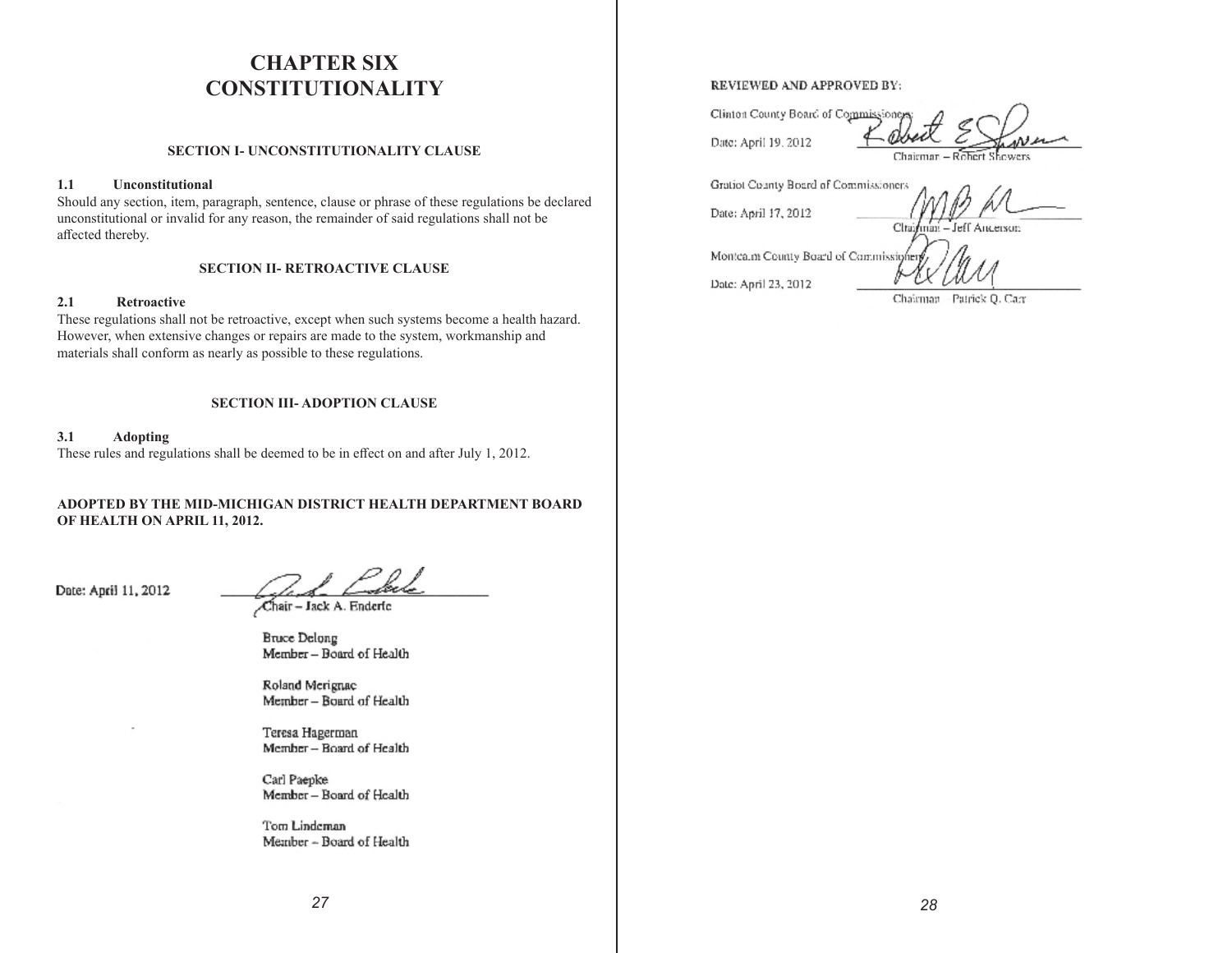# CHAPTER SIX
# CONSTITUTIONALITY

### SECTION I- UNCONSTITUTIONALITY CLAUSE

**1.1 Unconstitutional**

Should any section, item, paragraph, sentence, clause or phrase of these regulations be declared unconstitutional or invalid for any reason, the remainder of said regulations shall not be affected thereby.

### SECTION II- RETROACTIVE CLAUSE

**2.1 Retroactive**

These regulations shall not be retroactive, except when such systems become a health hazard. However, when extensive changes or repairs are made to the system, workmanship and materials shall conform as nearly as possible to these regulations.

### SECTION III- ADOPTION CLAUSE

**3.1 Adopting**

These rules and regulations shall be deemed to be in effect on and after July 1, 2012.

**ADOPTED BY THE MID-MICHIGAN DISTRICT HEALTH DEPARTMENT BOARD OF HEALTH ON APRIL 11, 2012.**

Date: April 11, 2012

Chair – Jack A. Enderle

Bruce Delong
Member – Board of Health

Roland Merignac
Member – Board of Health

Teresa Hagerman
Member – Board of Health

Carl Paepke
Member – Board of Health

Tom Lindeman
Member – Board of Health

REVIEWED AND APPROVED BY:

Clinton County Board of Commissioners
Date: April 19, 2012
Chairman – Robert Showers

Gratiot County Board of Commissioners
Date: April 17, 2012
Chairman – Jeff Anderson

Montcalm County Board of Commissioners
Date: April 23, 2012
Chairman Patrick Q. Carr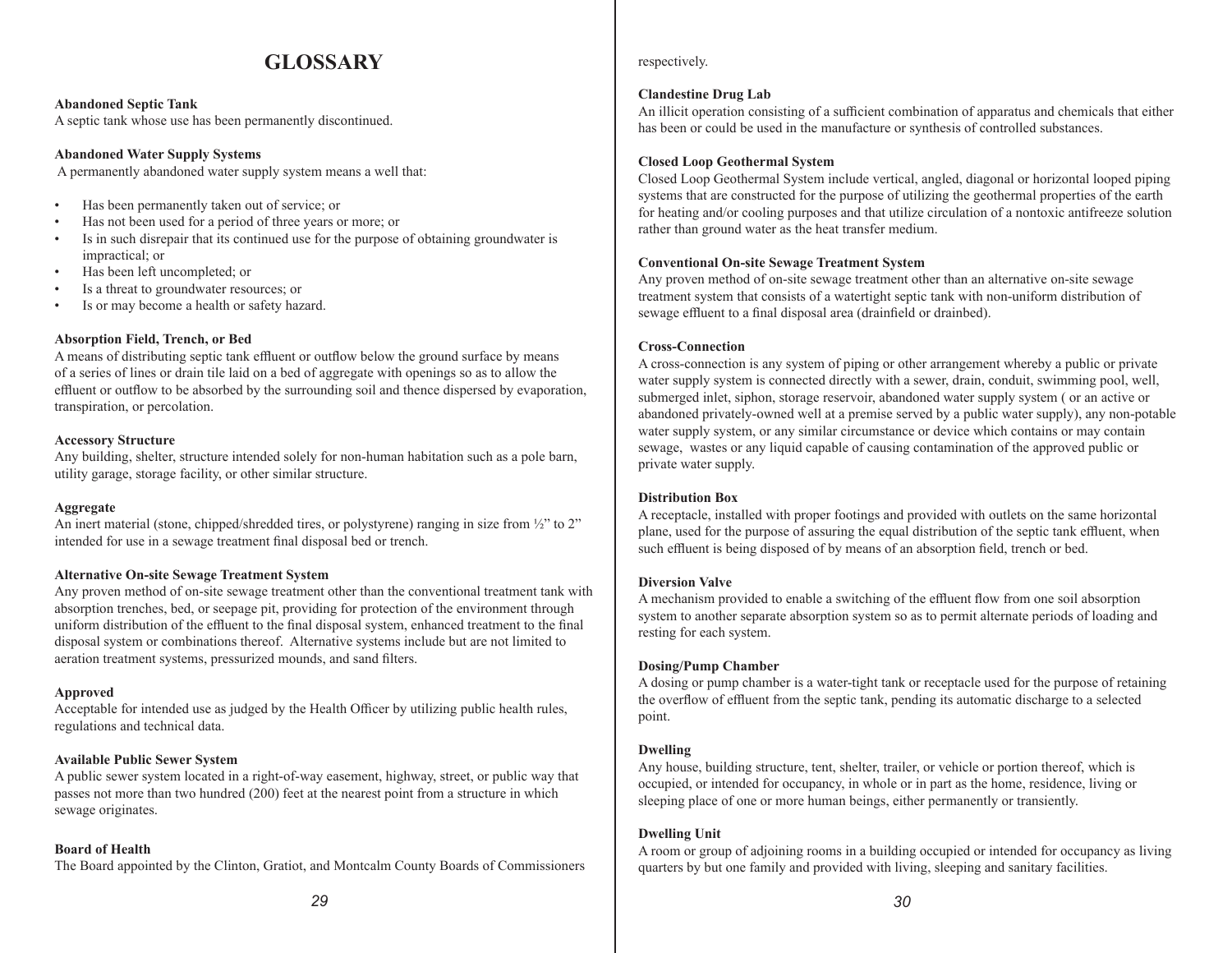# GLOSSARY

**Abandoned Septic Tank**
A septic tank whose use has been permanently discontinued.

**Abandoned Water Supply Systems**
A permanently abandoned water supply system means a well that:

- Has been permanently taken out of service; or
- Has not been used for a period of three years or more; or
- Is in such disrepair that its continued use for the purpose of obtaining groundwater is impractical; or
- Has been left uncompleted; or
- Is a threat to groundwater resources; or
- Is or may become a health or safety hazard.

**Absorption Field, Trench, or Bed**
A means of distributing septic tank effluent or outflow below the ground surface by means of a series of lines or drain tile laid on a bed of aggregate with openings so as to allow the effluent or outflow to be absorbed by the surrounding soil and thence dispersed by evaporation, transpiration, or percolation.

**Accessory Structure**
Any building, shelter, structure intended solely for non-human habitation such as a pole barn, utility garage, storage facility, or other similar structure.

**Aggregate**
An inert material (stone, chipped/shredded tires, or polystyrene) ranging in size from ½" to 2" intended for use in a sewage treatment final disposal bed or trench.

**Alternative On-site Sewage Treatment System**
Any proven method of on-site sewage treatment other than the conventional treatment tank with absorption trenches, bed, or seepage pit, providing for protection of the environment through uniform distribution of the effluent to the final disposal system, enhanced treatment to the final disposal system or combinations thereof. Alternative systems include but are not limited to aeration treatment systems, pressurized mounds, and sand filters.

**Approved**
Acceptable for intended use as judged by the Health Officer by utilizing public health rules, regulations and technical data.

**Available Public Sewer System**
A public sewer system located in a right-of-way easement, highway, street, or public way that passes not more than two hundred (200) feet at the nearest point from a structure in which sewage originates.

**Board of Health**
The Board appointed by the Clinton, Gratiot, and Montcalm County Boards of Commissioners respectively.

**Clandestine Drug Lab**
An illicit operation consisting of a sufficient combination of apparatus and chemicals that either has been or could be used in the manufacture or synthesis of controlled substances.

**Closed Loop Geothermal System**
Closed Loop Geothermal System include vertical, angled, diagonal or horizontal looped piping systems that are constructed for the purpose of utilizing the geothermal properties of the earth for heating and/or cooling purposes and that utilize circulation of a nontoxic antifreeze solution rather than ground water as the heat transfer medium.

**Conventional On-site Sewage Treatment System**
Any proven method of on-site sewage treatment other than an alternative on-site sewage treatment system that consists of a watertight septic tank with non-uniform distribution of sewage effluent to a final disposal area (drainfield or drainbed).

**Cross-Connection**
A cross-connection is any system of piping or other arrangement whereby a public or private water supply system is connected directly with a sewer, drain, conduit, swimming pool, well, submerged inlet, siphon, storage reservoir, abandoned water supply system ( or an active or abandoned privately-owned well at a premise served by a public water supply), any non-potable water supply system, or any similar circumstance or device which contains or may contain sewage, wastes or any liquid capable of causing contamination of the approved public or private water supply.

**Distribution Box**
A receptacle, installed with proper footings and provided with outlets on the same horizontal plane, used for the purpose of assuring the equal distribution of the septic tank effluent, when such effluent is being disposed of by means of an absorption field, trench or bed.

**Diversion Valve**
A mechanism provided to enable a switching of the effluent flow from one soil absorption system to another separate absorption system so as to permit alternate periods of loading and resting for each system.

**Dosing/Pump Chamber**
A dosing or pump chamber is a water-tight tank or receptacle used for the purpose of retaining the overflow of effluent from the septic tank, pending its automatic discharge to a selected point.

**Dwelling**
Any house, building structure, tent, shelter, trailer, or vehicle or portion thereof, which is occupied, or intended for occupancy, in whole or in part as the home, residence, living or sleeping place of one or more human beings, either permanently or transiently.

**Dwelling Unit**
A room or group of adjoining rooms in a building occupied or intended for occupancy as living quarters by but one family and provided with living, sleeping and sanitary facilities.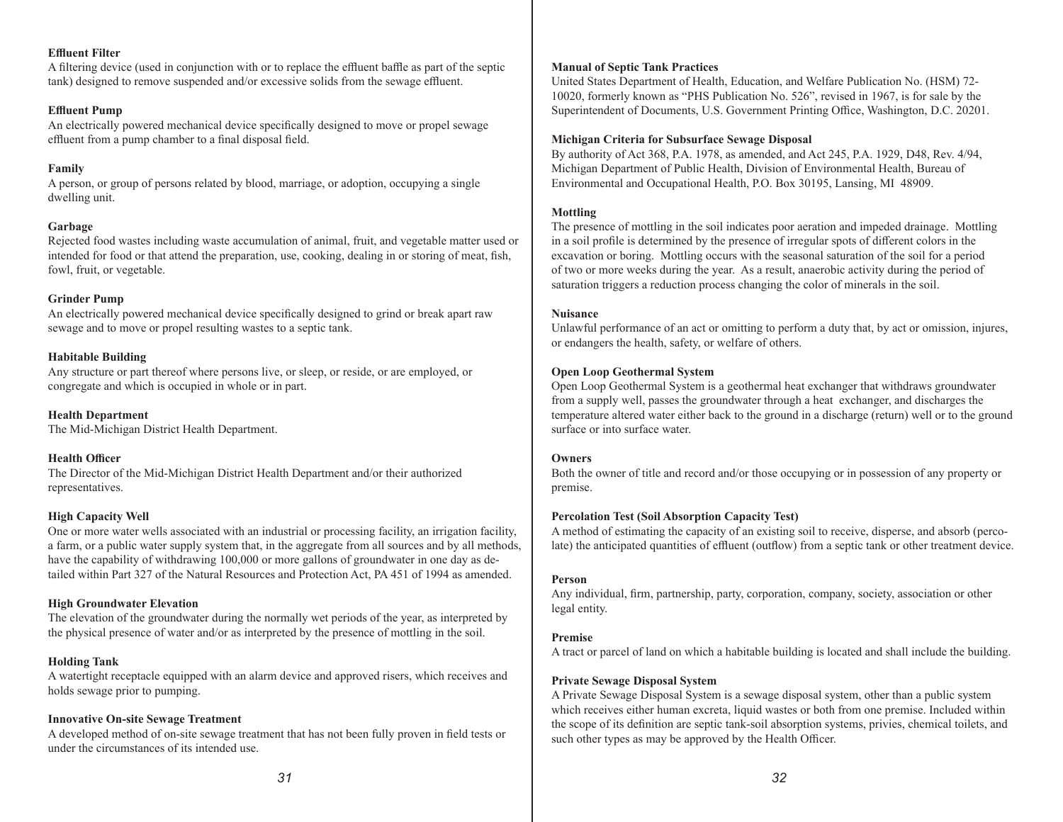**Effluent Filter**
A filtering device (used in conjunction with or to replace the effluent baffle as part of the septic tank) designed to remove suspended and/or excessive solids from the sewage effluent.

**Effluent Pump**
An electrically powered mechanical device specifically designed to move or propel sewage effluent from a pump chamber to a final disposal field.

**Family**
A person, or group of persons related by blood, marriage, or adoption, occupying a single dwelling unit.

**Garbage**
Rejected food wastes including waste accumulation of animal, fruit, and vegetable matter used or intended for food or that attend the preparation, use, cooking, dealing in or storing of meat, fish, fowl, fruit, or vegetable.

**Grinder Pump**
An electrically powered mechanical device specifically designed to grind or break apart raw sewage and to move or propel resulting wastes to a septic tank.

**Habitable Building**
Any structure or part thereof where persons live, or sleep, or reside, or are employed, or congregate and which is occupied in whole or in part.

**Health Department**
The Mid-Michigan District Health Department.

**Health Officer**
The Director of the Mid-Michigan District Health Department and/or their authorized representatives.

**High Capacity Well**
One or more water wells associated with an industrial or processing facility, an irrigation facility, a farm, or a public water supply system that, in the aggregate from all sources and by all methods, have the capability of withdrawing 100,000 or more gallons of groundwater in one day as detailed within Part 327 of the Natural Resources and Protection Act, PA 451 of 1994 as amended.

**High Groundwater Elevation**
The elevation of the groundwater during the normally wet periods of the year, as interpreted by the physical presence of water and/or as interpreted by the presence of mottling in the soil.

**Holding Tank**
A watertight receptacle equipped with an alarm device and approved risers, which receives and holds sewage prior to pumping.

**Innovative On-site Sewage Treatment**
A developed method of on-site sewage treatment that has not been fully proven in field tests or under the circumstances of its intended use.

**Manual of Septic Tank Practices**
United States Department of Health, Education, and Welfare Publication No. (HSM) 72-10020, formerly known as "PHS Publication No. 526", revised in 1967, is for sale by the Superintendent of Documents, U.S. Government Printing Office, Washington, D.C. 20201.

**Michigan Criteria for Subsurface Sewage Disposal**
By authority of Act 368, P.A. 1978, as amended, and Act 245, P.A. 1929, D48, Rev. 4/94, Michigan Department of Public Health, Division of Environmental Health, Bureau of Environmental and Occupational Health, P.O. Box 30195, Lansing, MI 48909.

**Mottling**
The presence of mottling in the soil indicates poor aeration and impeded drainage. Mottling in a soil profile is determined by the presence of irregular spots of different colors in the excavation or boring. Mottling occurs with the seasonal saturation of the soil for a period of two or more weeks during the year. As a result, anaerobic activity during the period of saturation triggers a reduction process changing the color of minerals in the soil.

**Nuisance**
Unlawful performance of an act or omitting to perform a duty that, by act or omission, injures, or endangers the health, safety, or welfare of others.

**Open Loop Geothermal System**
Open Loop Geothermal System is a geothermal heat exchanger that withdraws groundwater from a supply well, passes the groundwater through a heat exchanger, and discharges the temperature altered water either back to the ground in a discharge (return) well or to the ground surface or into surface water.

**Owners**
Both the owner of title and record and/or those occupying or in possession of any property or premise.

**Percolation Test (Soil Absorption Capacity Test)**
A method of estimating the capacity of an existing soil to receive, disperse, and absorb (percolate) the anticipated quantities of effluent (outflow) from a septic tank or other treatment device.

**Person**
Any individual, firm, partnership, party, corporation, company, society, association or other legal entity.

**Premise**
A tract or parcel of land on which a habitable building is located and shall include the building.

**Private Sewage Disposal System**
A Private Sewage Disposal System is a sewage disposal system, other than a public system which receives either human excreta, liquid wastes or both from one premise. Included within the scope of its definition are septic tank-soil absorption systems, privies, chemical toilets, and such other types as may be approved by the Health Officer.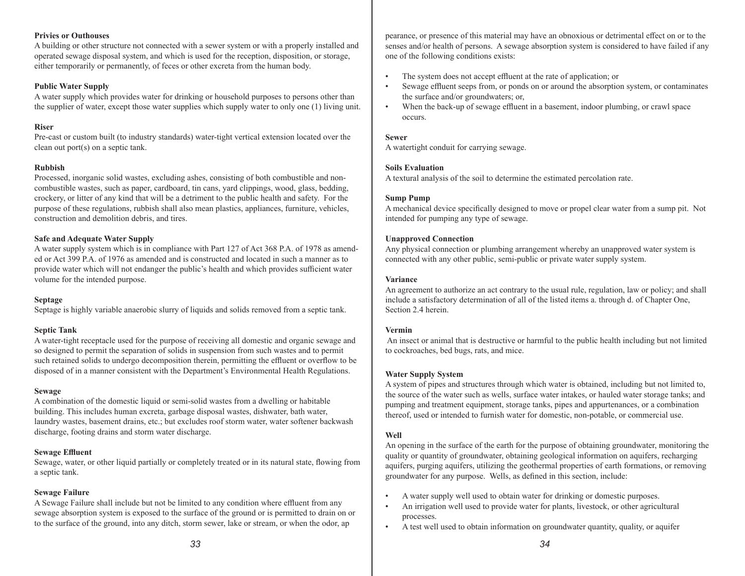**Privies or Outhouses**
A building or other structure not connected with a sewer system or with a properly installed and operated sewage disposal system, and which is used for the reception, disposition, or storage, either temporarily or permanently, of feces or other excreta from the human body.

**Public Water Supply**
A water supply which provides water for drinking or household purposes to persons other than the supplier of water, except those water supplies which supply water to only one (1) living unit.

**Riser**
Pre-cast or custom built (to industry standards) water-tight vertical extension located over the clean out port(s) on a septic tank.

**Rubbish**
Processed, inorganic solid wastes, excluding ashes, consisting of both combustible and non-combustible wastes, such as paper, cardboard, tin cans, yard clippings, wood, glass, bedding, crockery, or litter of any kind that will be a detriment to the public health and safety. For the purpose of these regulations, rubbish shall also mean plastics, appliances, furniture, vehicles, construction and demolition debris, and tires.

**Safe and Adequate Water Supply**
A water supply system which is in compliance with Part 127 of Act 368 P.A. of 1978 as amended or Act 399 P.A. of 1976 as amended and is constructed and located in such a manner as to provide water which will not endanger the public's health and which provides sufficient water volume for the intended purpose.

**Septage**
Septage is highly variable anaerobic slurry of liquids and solids removed from a septic tank.

**Septic Tank**
A water-tight receptacle used for the purpose of receiving all domestic and organic sewage and so designed to permit the separation of solids in suspension from such wastes and to permit such retained solids to undergo decomposition therein, permitting the effluent or overflow to be disposed of in a manner consistent with the Department's Environmental Health Regulations.

**Sewage**
A combination of the domestic liquid or semi-solid wastes from a dwelling or habitable building. This includes human excreta, garbage disposal wastes, dishwater, bath water, laundry wastes, basement drains, etc.; but excludes roof storm water, water softener backwash discharge, footing drains and storm water discharge.

**Sewage Effluent**
Sewage, water, or other liquid partially or completely treated or in its natural state, flowing from a septic tank.

**Sewage Failure**
A Sewage Failure shall include but not be limited to any condition where effluent from any sewage absorption system is exposed to the surface of the ground or is permitted to drain on or to the surface of the ground, into any ditch, storm sewer, lake or stream, or when the odor, appearance, or presence of this material may have an obnoxious or detrimental effect on or to the senses and/or health of persons. A sewage absorption system is considered to have failed if any one of the following conditions exists:

- The system does not accept effluent at the rate of application; or
- Sewage effluent seeps from, or ponds on or around the absorption system, or contaminates the surface and/or groundwaters; or,
- When the back-up of sewage effluent in a basement, indoor plumbing, or crawl space occurs.

**Sewer**
A watertight conduit for carrying sewage.

**Soils Evaluation**
A textural analysis of the soil to determine the estimated percolation rate.

**Sump Pump**
A mechanical device specifically designed to move or propel clear water from a sump pit. Not intended for pumping any type of sewage.

**Unapproved Connection**
Any physical connection or plumbing arrangement whereby an unapproved water system is connected with any other public, semi-public or private water supply system.

**Variance**
An agreement to authorize an act contrary to the usual rule, regulation, law or policy; and shall include a satisfactory determination of all of the listed items a. through d. of Chapter One, Section 2.4 herein.

**Vermin**
An insect or animal that is destructive or harmful to the public health including but not limited to cockroaches, bed bugs, rats, and mice.

**Water Supply System**
A system of pipes and structures through which water is obtained, including but not limited to, the source of the water such as wells, surface water intakes, or hauled water storage tanks; and pumping and treatment equipment, storage tanks, pipes and appurtenances, or a combination thereof, used or intended to furnish water for domestic, non-potable, or commercial use.

**Well**
An opening in the surface of the earth for the purpose of obtaining groundwater, monitoring the quality or quantity of groundwater, obtaining geological information on aquifers, recharging aquifers, purging aquifers, utilizing the geothermal properties of earth formations, or removing groundwater for any purpose. Wells, as defined in this section, include:

- A water supply well used to obtain water for drinking or domestic purposes.
- An irrigation well used to provide water for plants, livestock, or other agricultural processes.
- A test well used to obtain information on groundwater quantity, quality, or aquifer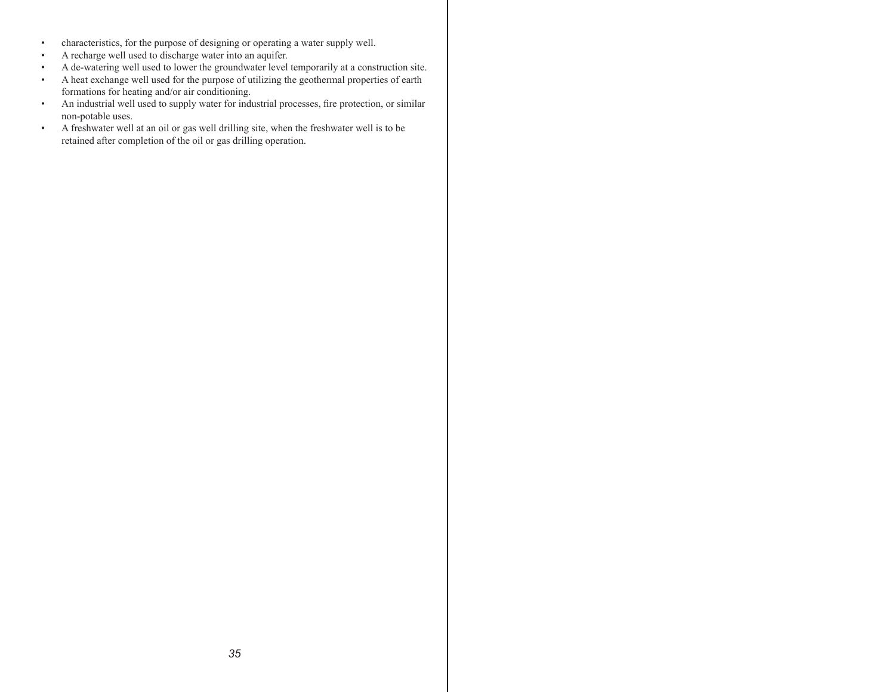- characteristics, for the purpose of designing or operating a water supply well.
- A recharge well used to discharge water into an aquifer.
- A de-watering well used to lower the groundwater level temporarily at a construction site.
- A heat exchange well used for the purpose of utilizing the geothermal properties of earth formations for heating and/or air conditioning.
- An industrial well used to supply water for industrial processes, fire protection, or similar non-potable uses.
- A freshwater well at an oil or gas well drilling site, when the freshwater well is to be retained after completion of the oil or gas drilling operation.